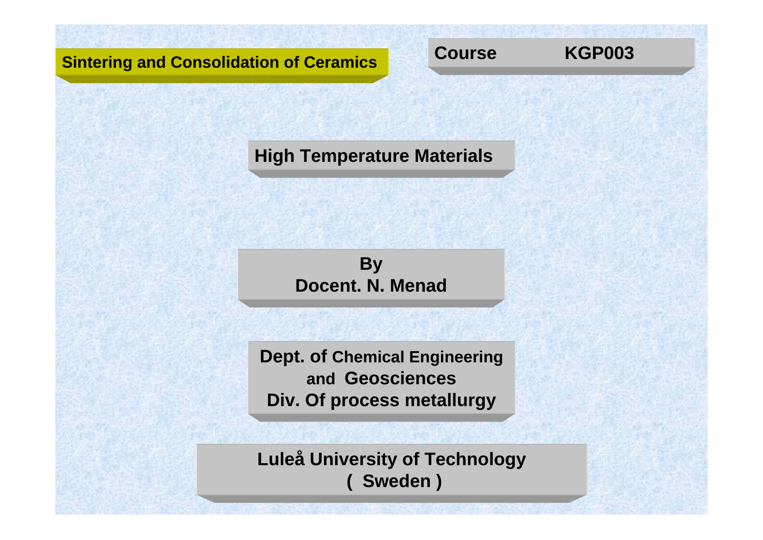**Sintering and Consolidation of Ceramics**

**Course KGP003**

# High Temperature Materials

**By**
**Docent. N. Menad**

**Dept. of Chemical Engineering and Geosciences**
**Div. Of process metallurgy**

**Luleå University of Technology**
**( Sweden )**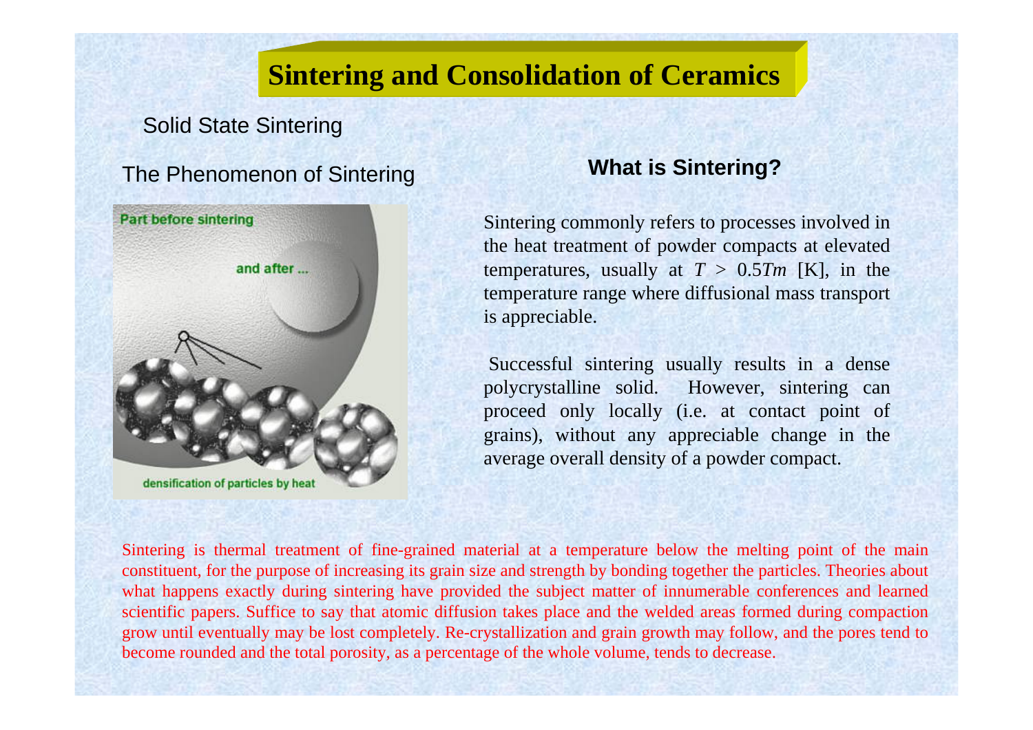# Sintering and Consolidation of Ceramics

Solid State Sintering

The Phenomenon of Sintering

## What is Sintering?

Sintering commonly refers to processes involved in the heat treatment of powder compacts at elevated temperatures, usually at $T > 0.5T_m$ [K], in the temperature range where diffusional mass transport is appreciable.

Successful sintering usually results in a dense polycrystalline solid. However, sintering can proceed only locally (i.e. at contact point of grains), without any appreciable change in the average overall density of a powder compact.

Sintering is thermal treatment of fine-grained material at a temperature below the melting point of the main constituent, for the purpose of increasing its grain size and strength by bonding together the particles. Theories about what happens exactly during sintering have provided the subject matter of innumerable conferences and learned scientific papers. Suffice to say that atomic diffusion takes place and the welded areas formed during compaction grow until eventually may be lost completely. Re-crystallization and grain growth may follow, and the pores tend to become rounded and the total porosity, as a percentage of the whole volume, tends to decrease.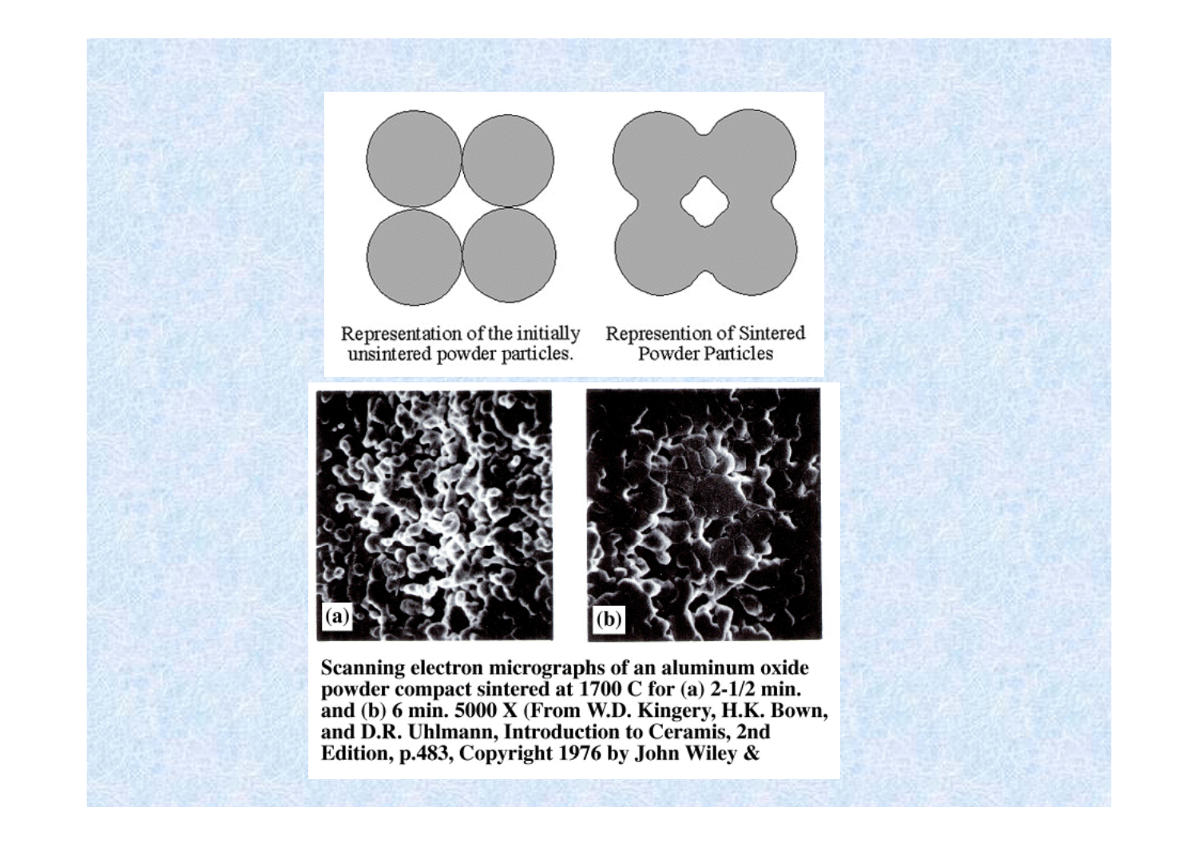Representation of the initially unsintered powder particles.

Represention of Sintered Powder Particles

(a)

(b)

**Scanning electron micrographs of an aluminum oxide powder compact sintered at 1700 C for (a) 2-1/2 min. and (b) 6 min. 5000 X (From W.D. Kingery, H.K. Bown, and D.R. Uhlmann, Introduction to Ceramis, 2nd Edition, p.483, Copyright 1976 by John Wiley &**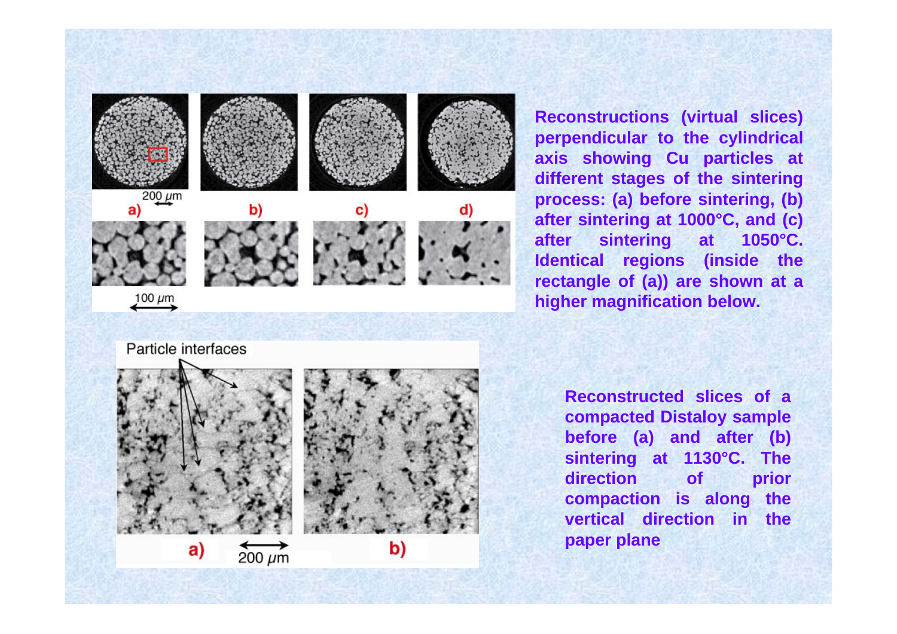Reconstructions (virtual slices) perpendicular to the cylindrical axis showing Cu particles at different stages of the sintering process: (a) before sintering, (b) after sintering at 1000°C, and (c) after sintering at 1050°C. Identical regions (inside the rectangle of (a)) are shown at a higher magnification below.

Reconstructed slices of a compacted Distaloy sample before (a) and after (b) sintering at 1130°C. The direction of prior compaction is along the vertical direction in the paper plane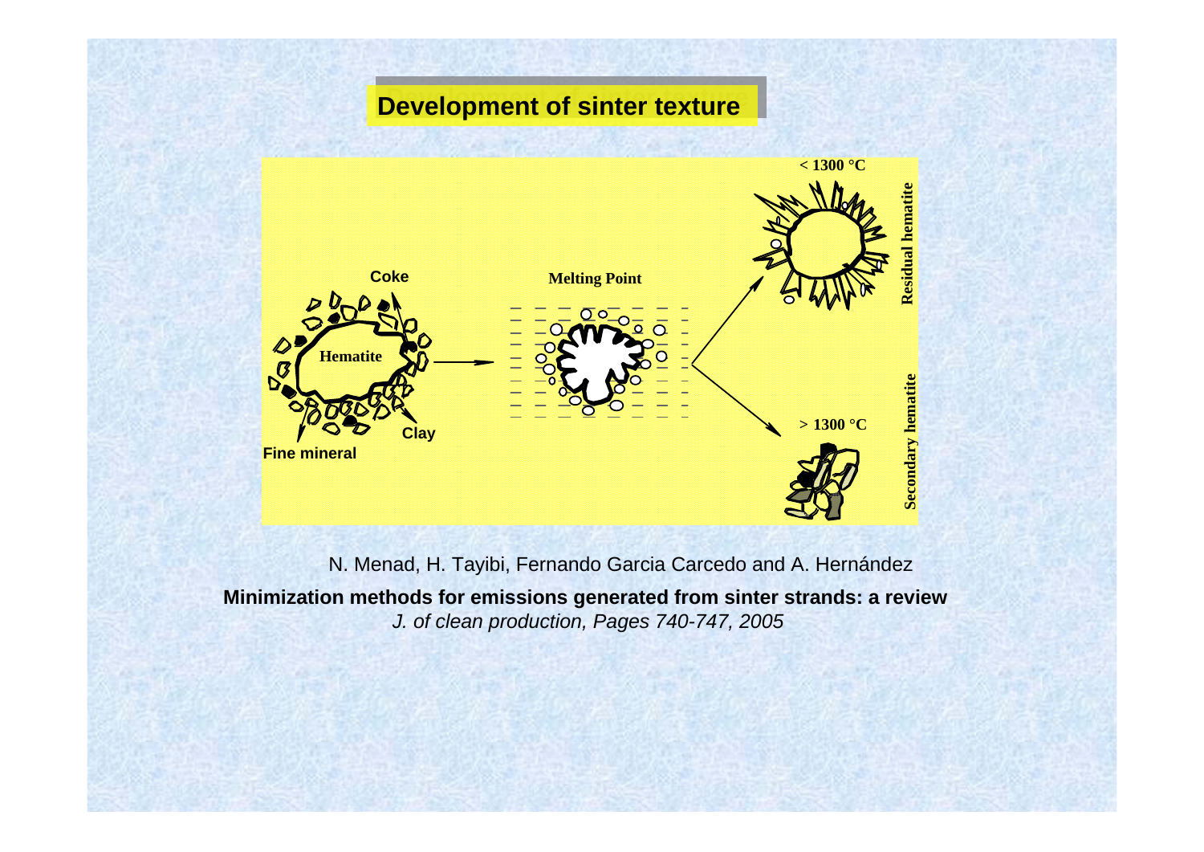## Development of sinter texture

Coke

Hematite

Clay

Fine mineral

Melting Point

< 1300 °C

Residual hematite

> 1300 °C

Secondary hematite

N. Menad, H. Tayibi, Fernando Garcia Carcedo and A. Hernández

**Minimization methods for emissions generated from sinter strands: a review**

*J. of clean production, Pages 740-747, 2005*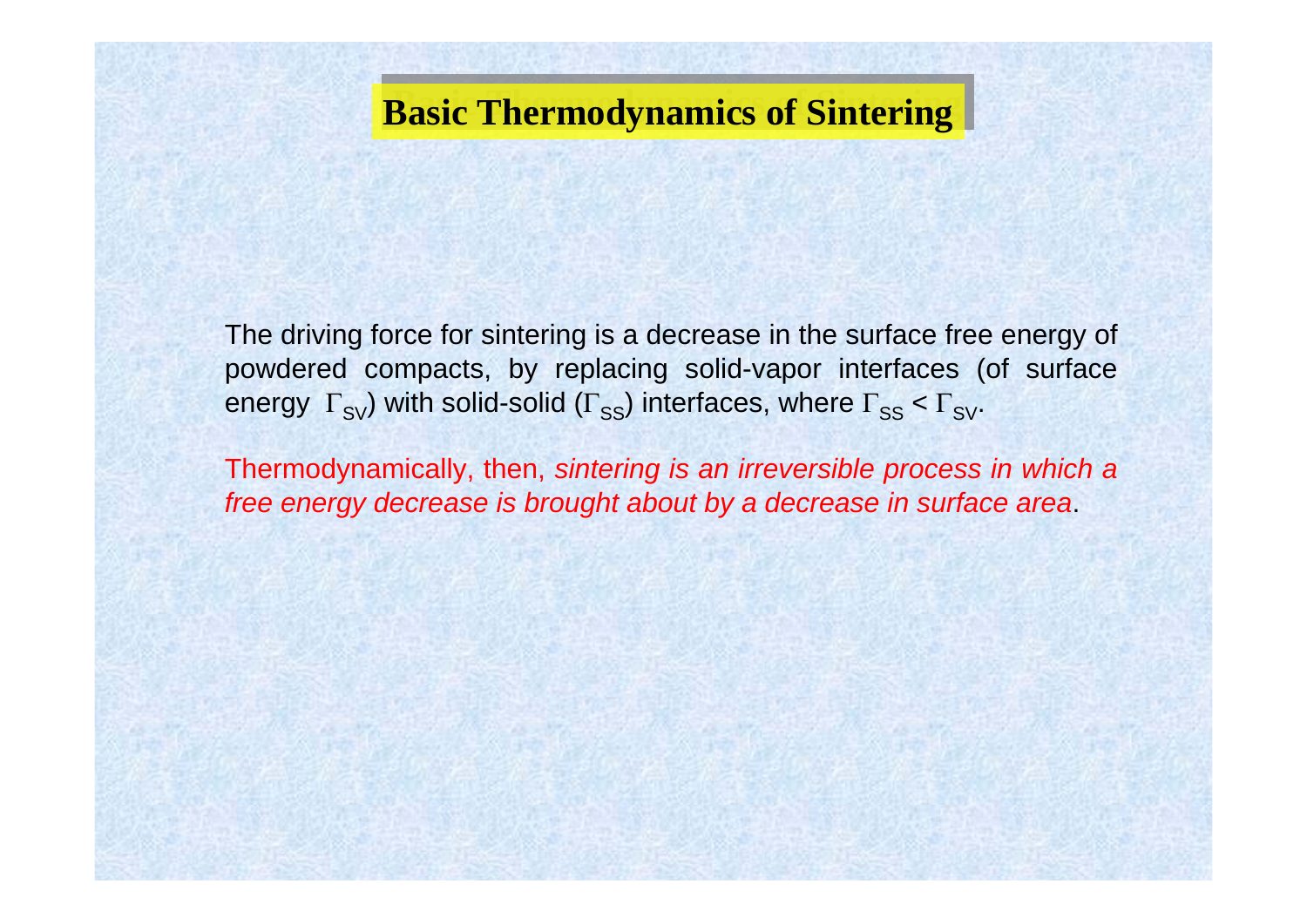# Basic Thermodynamics of Sintering

The driving force for sintering is a decrease in the surface free energy of powdered compacts, by replacing solid-vapor interfaces (of surface energy $\Gamma_{SV}$) with solid-solid ($\Gamma_{SS}$) interfaces, where $\Gamma_{SS} < \Gamma_{SV}$.

Thermodynamically, then, *sintering is an irreversible process in which a free energy decrease is brought about by a decrease in surface area*.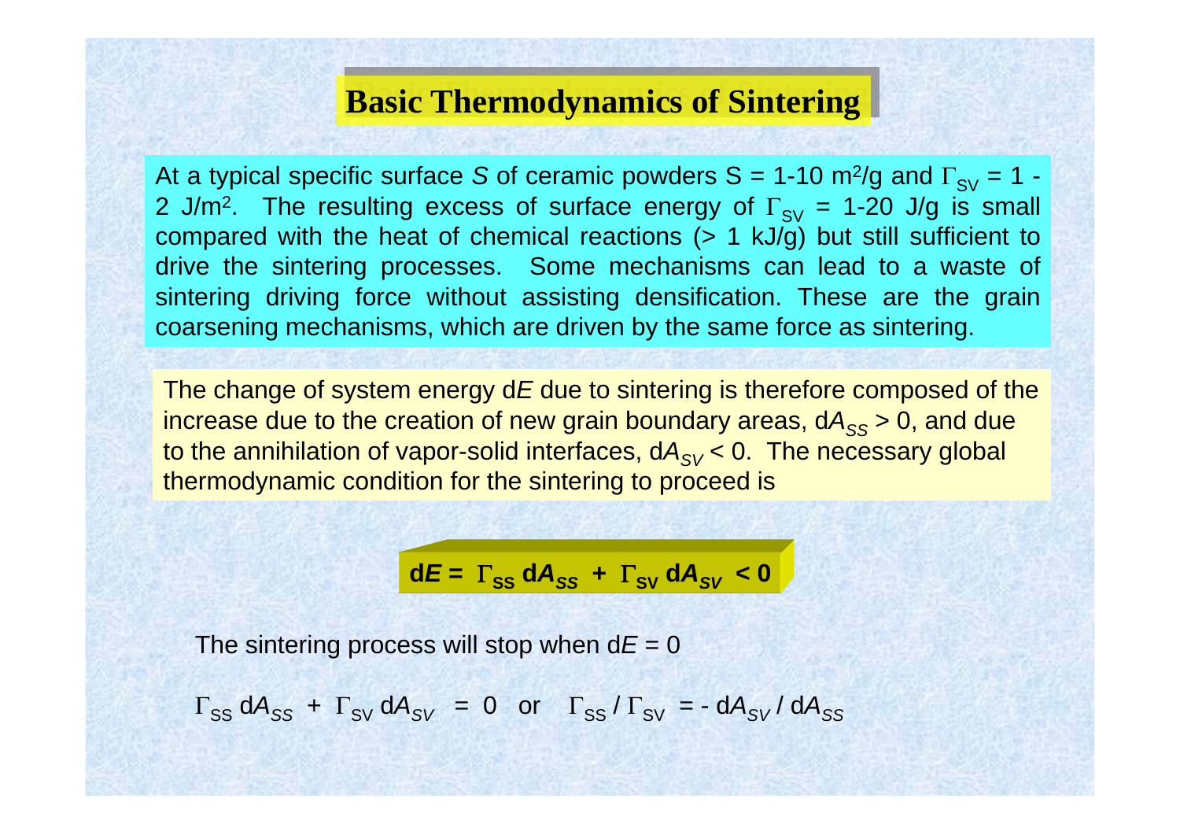# Basic Thermodynamics of Sintering

At a typical specific surface *S* of ceramic powders S = 1-10 $m^2/g$ and $\Gamma_{SV}$ = 1 - 2 $J/m^2$. The resulting excess of surface energy of $\Gamma_{SV}$ = 1-20 J/g is small compared with the heat of chemical reactions (> 1 kJ/g) but still sufficient to drive the sintering processes. Some mechanisms can lead to a waste of sintering driving force without assisting densification. These are the grain coarsening mechanisms, which are driven by the same force as sintering.

The change of system energy d*E* due to sintering is therefore composed of the increase due to the creation of new grain boundary areas, $dA_{SS} > 0$, and due to the annihilation of vapor-solid interfaces, $dA_{SV} < 0$. The necessary global thermodynamic condition for the sintering to proceed is

$$dE = \Gamma_{SS}\, dA_{SS} + \Gamma_{SV}\, dA_{SV} < 0$$

The sintering process will stop when $dE = 0$

$\Gamma_{SS}\, dA_{SS} + \Gamma_{SV}\, dA_{SV} = 0$ or $\Gamma_{SS} / \Gamma_{SV} = - dA_{SV} / dA_{SS}$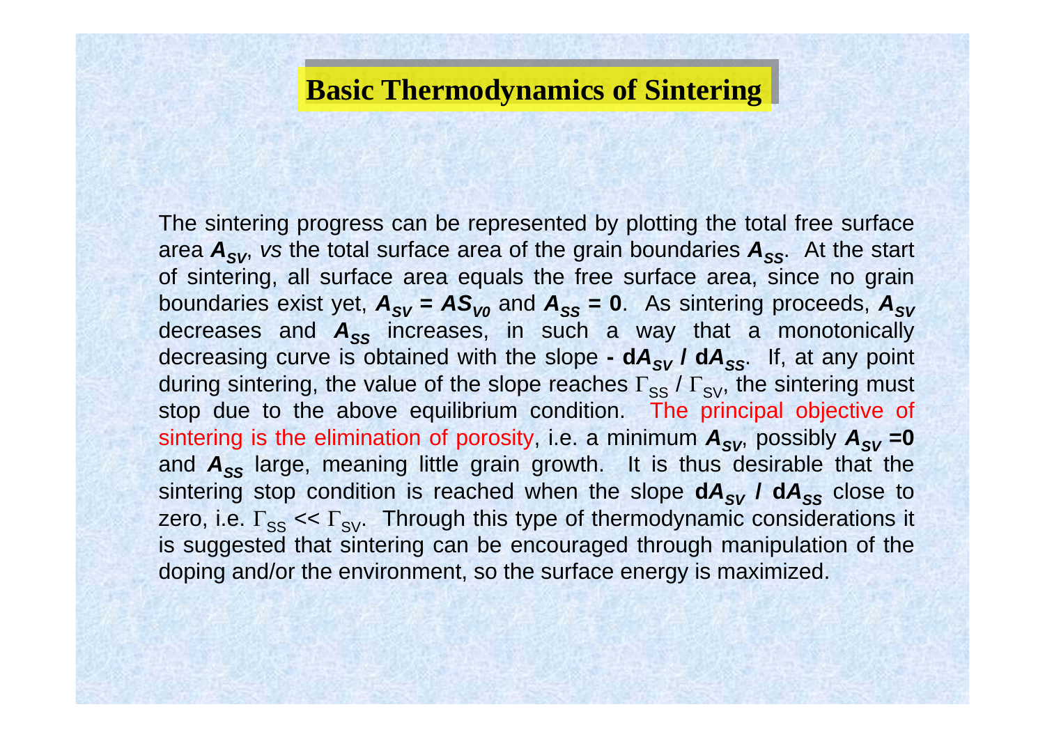# Basic Thermodynamics of Sintering

The sintering progress can be represented by plotting the total free surface area $A_{SV}$, *vs* the total surface area of the grain boundaries $A_{SS}$. At the start of sintering, all surface area equals the free surface area, since no grain boundaries exist yet, $A_{SV} = AS_{V0}$ and $A_{SS} = 0$. As sintering proceeds, $A_{SV}$ decreases and $A_{SS}$ increases, in such a way that a monotonically decreasing curve is obtained with the slope $- dA_{SV} / dA_{SS}$. If, at any point during sintering, the value of the slope reaches $\Gamma_{SS} / \Gamma_{SV}$, the sintering must stop due to the above equilibrium condition. The principal objective of sintering is the elimination of porosity, i.e. a minimum $A_{SV}$, possibly $A_{SV} = 0$ and $A_{SS}$ large, meaning little grain growth. It is thus desirable that the sintering stop condition is reached when the slope $dA_{SV} / dA_{SS}$ close to zero, i.e. $\Gamma_{SS} << \Gamma_{SV}$. Through this type of thermodynamic considerations it is suggested that sintering can be encouraged through manipulation of the doping and/or the environment, so the surface energy is maximized.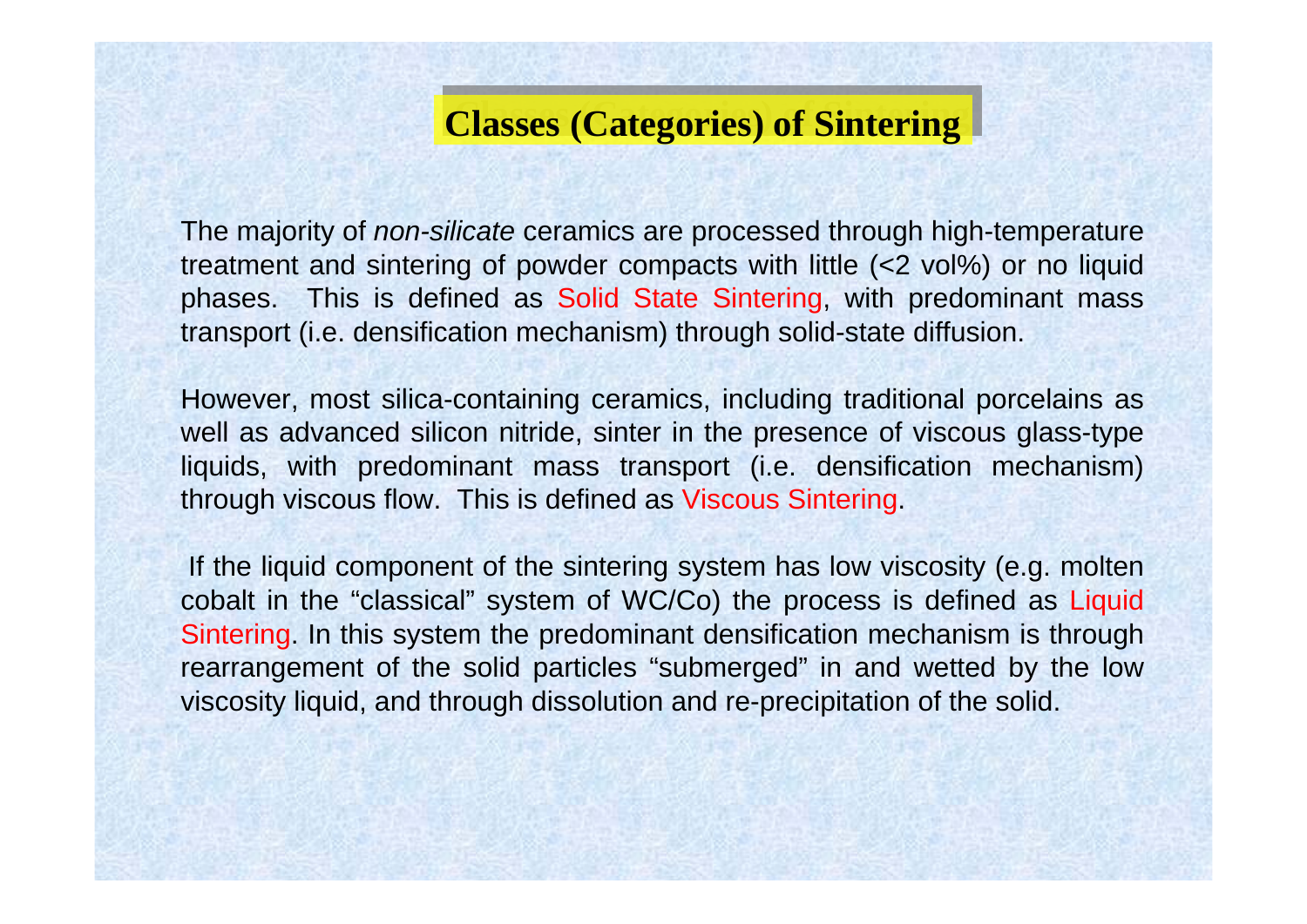# Classes (Categories) of Sintering

The majority of *non-silicate* ceramics are processed through high-temperature treatment and sintering of powder compacts with little (<2 vol%) or no liquid phases. This is defined as Solid State Sintering, with predominant mass transport (i.e. densification mechanism) through solid-state diffusion.

However, most silica-containing ceramics, including traditional porcelains as well as advanced silicon nitride, sinter in the presence of viscous glass-type liquids, with predominant mass transport (i.e. densification mechanism) through viscous flow. This is defined as Viscous Sintering.

If the liquid component of the sintering system has low viscosity (e.g. molten cobalt in the "classical" system of WC/Co) the process is defined as Liquid Sintering. In this system the predominant densification mechanism is through rearrangement of the solid particles "submerged" in and wetted by the low viscosity liquid, and through dissolution and re-precipitation of the solid.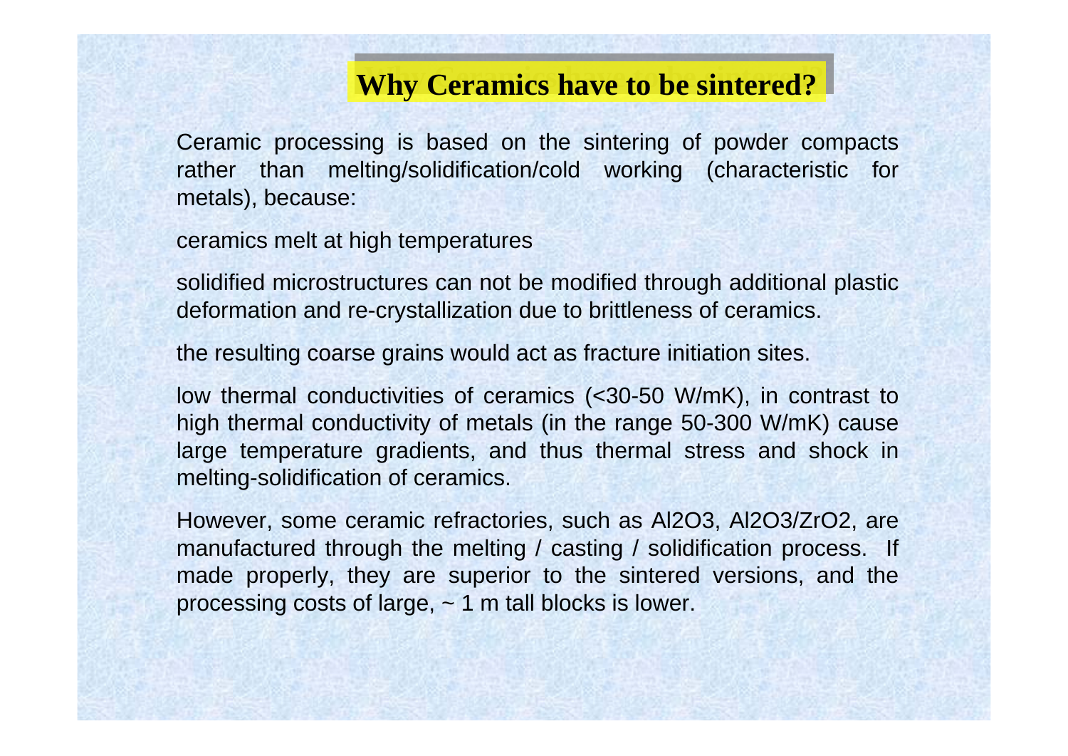# Why Ceramics have to be sintered?

Ceramic processing is based on the sintering of powder compacts rather than melting/solidification/cold working (characteristic for metals), because:

ceramics melt at high temperatures

solidified microstructures can not be modified through additional plastic deformation and re-crystallization due to brittleness of ceramics.

the resulting coarse grains would act as fracture initiation sites.

low thermal conductivities of ceramics (<30-50 W/mK), in contrast to high thermal conductivity of metals (in the range 50-300 W/mK) cause large temperature gradients, and thus thermal stress and shock in melting-solidification of ceramics.

However, some ceramic refractories, such as $Al_2O_3$, $Al_2O_3/ZrO_2$, are manufactured through the melting / casting / solidification process. If made properly, they are superior to the sintered versions, and the processing costs of large, ~ 1 m tall blocks is lower.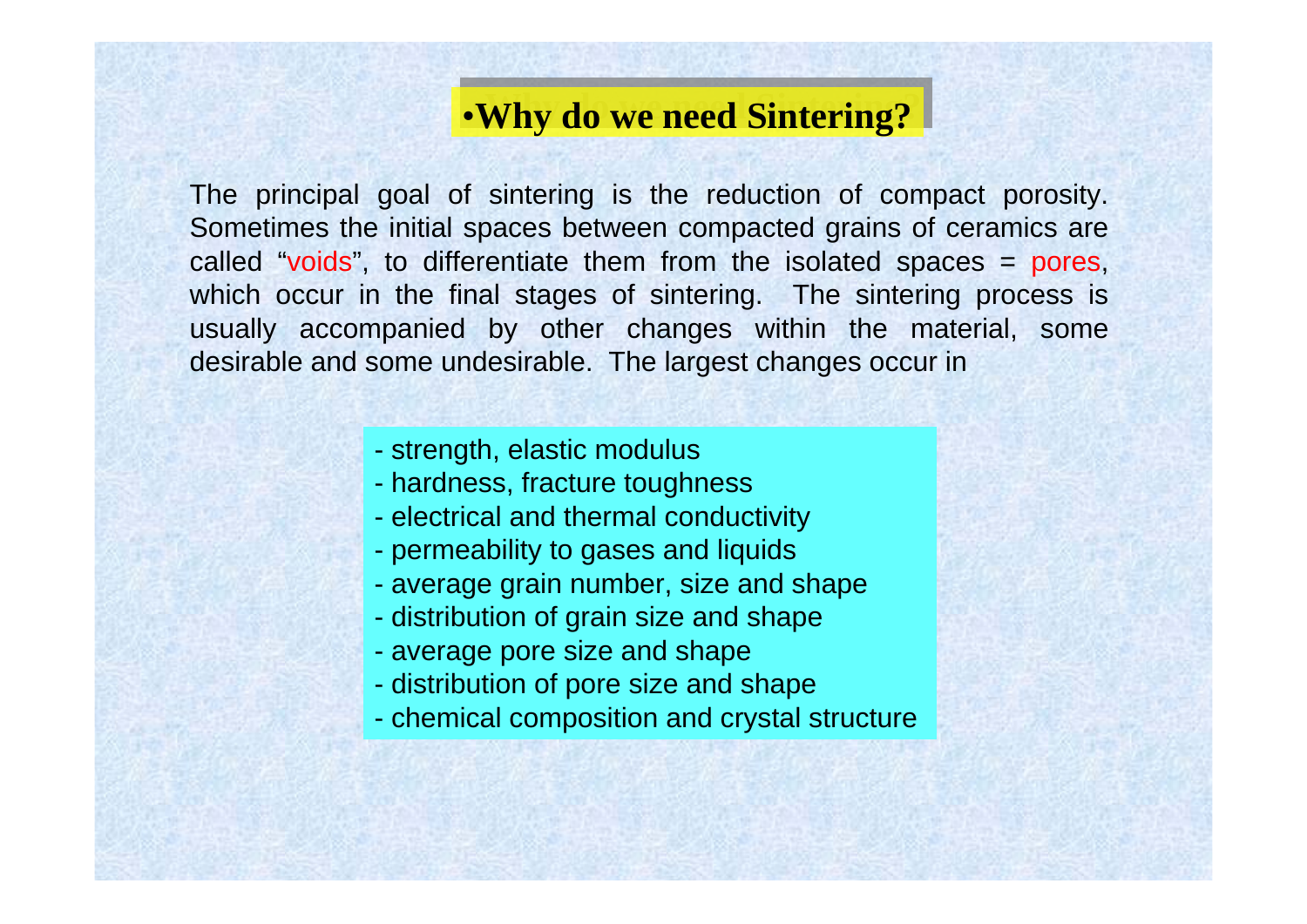## •Why do we need Sintering?

The principal goal of sintering is the reduction of compact porosity. Sometimes the initial spaces between compacted grains of ceramics are called "voids", to differentiate them from the isolated spaces = pores, which occur in the final stages of sintering. The sintering process is usually accompanied by other changes within the material, some desirable and some undesirable. The largest changes occur in

- strength, elastic modulus
- hardness, fracture toughness
- electrical and thermal conductivity
- permeability to gases and liquids
- average grain number, size and shape
- distribution of grain size and shape
- average pore size and shape
- distribution of pore size and shape
- chemical composition and crystal structure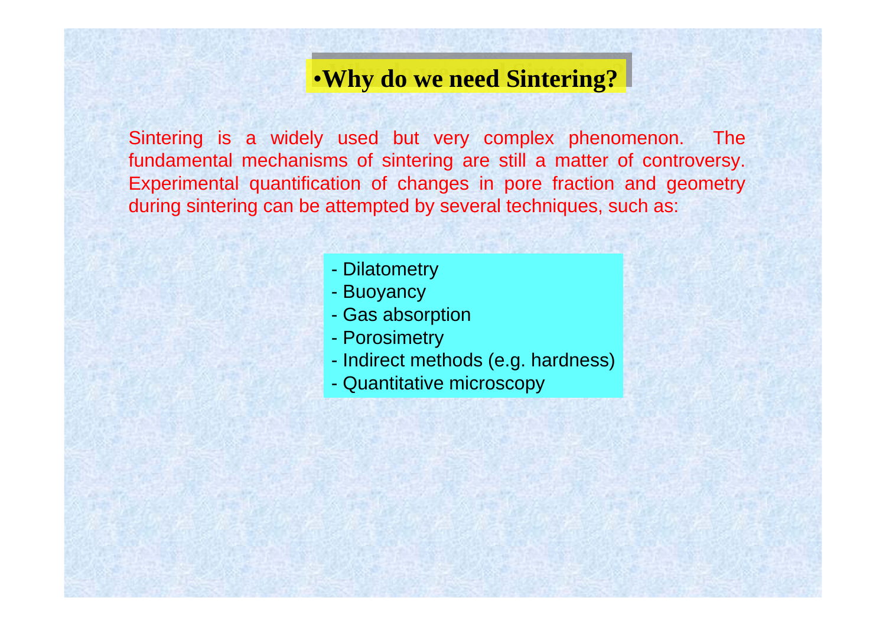## •Why do we need Sintering?

Sintering is a widely used but very complex phenomenon. The fundamental mechanisms of sintering are still a matter of controversy. Experimental quantification of changes in pore fraction and geometry during sintering can be attempted by several techniques, such as:

- Dilatometry
- Buoyancy
- Gas absorption
- Porosimetry
- Indirect methods (e.g. hardness)
- Quantitative microscopy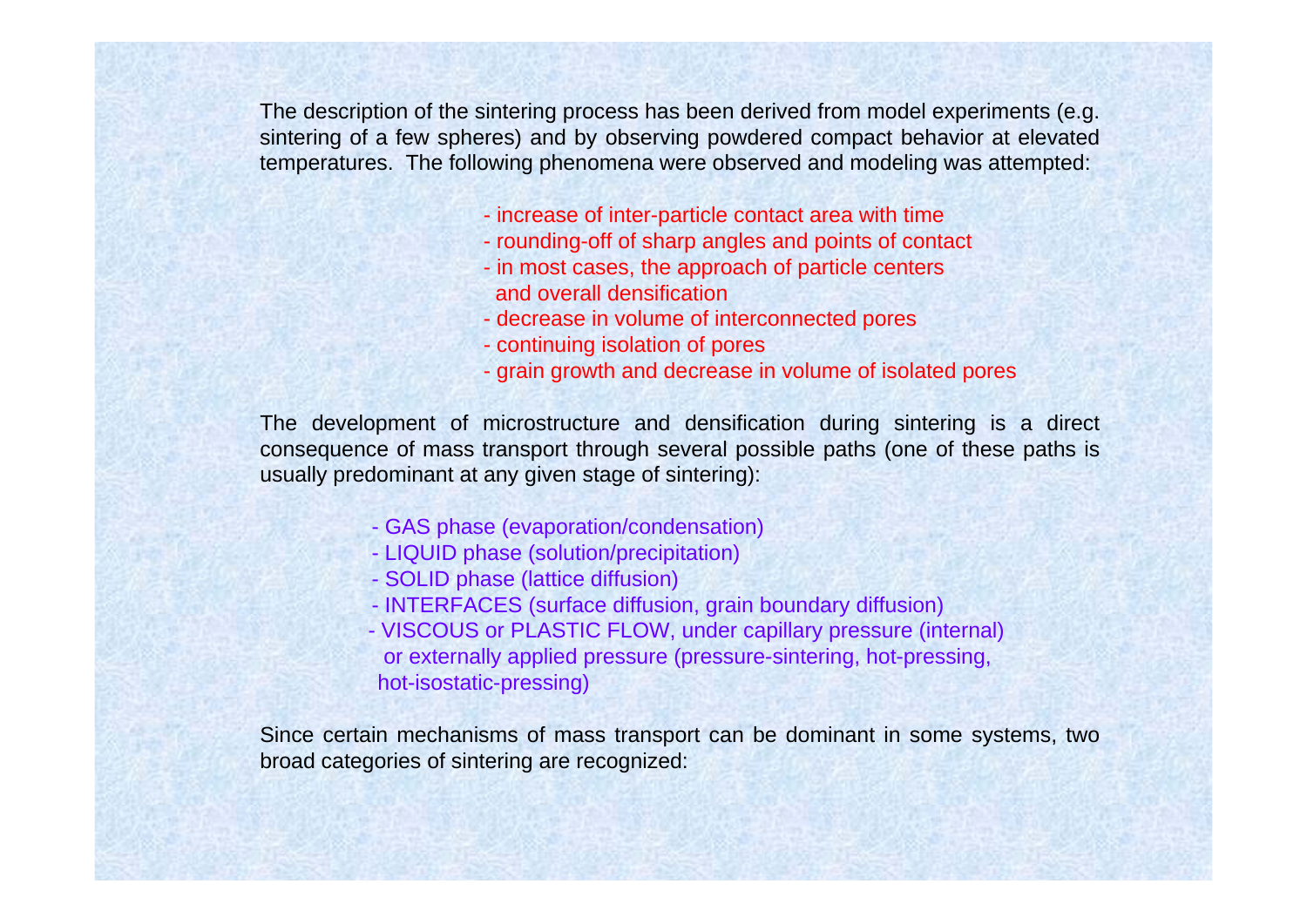The description of the sintering process has been derived from model experiments (e.g. sintering of a few spheres) and by observing powdered compact behavior at elevated temperatures. The following phenomena were observed and modeling was attempted:

- increase of inter-particle contact area with time
- rounding-off of sharp angles and points of contact
- in most cases, the approach of particle centers and overall densification
- decrease in volume of interconnected pores
- continuing isolation of pores
- grain growth and decrease in volume of isolated pores

The development of microstructure and densification during sintering is a direct consequence of mass transport through several possible paths (one of these paths is usually predominant at any given stage of sintering):

- GAS phase (evaporation/condensation)
- LIQUID phase (solution/precipitation)
- SOLID phase (lattice diffusion)
- INTERFACES (surface diffusion, grain boundary diffusion)
- VISCOUS or PLASTIC FLOW, under capillary pressure (internal) or externally applied pressure (pressure-sintering, hot-pressing, hot-isostatic-pressing)

Since certain mechanisms of mass transport can be dominant in some systems, two broad categories of sintering are recognized: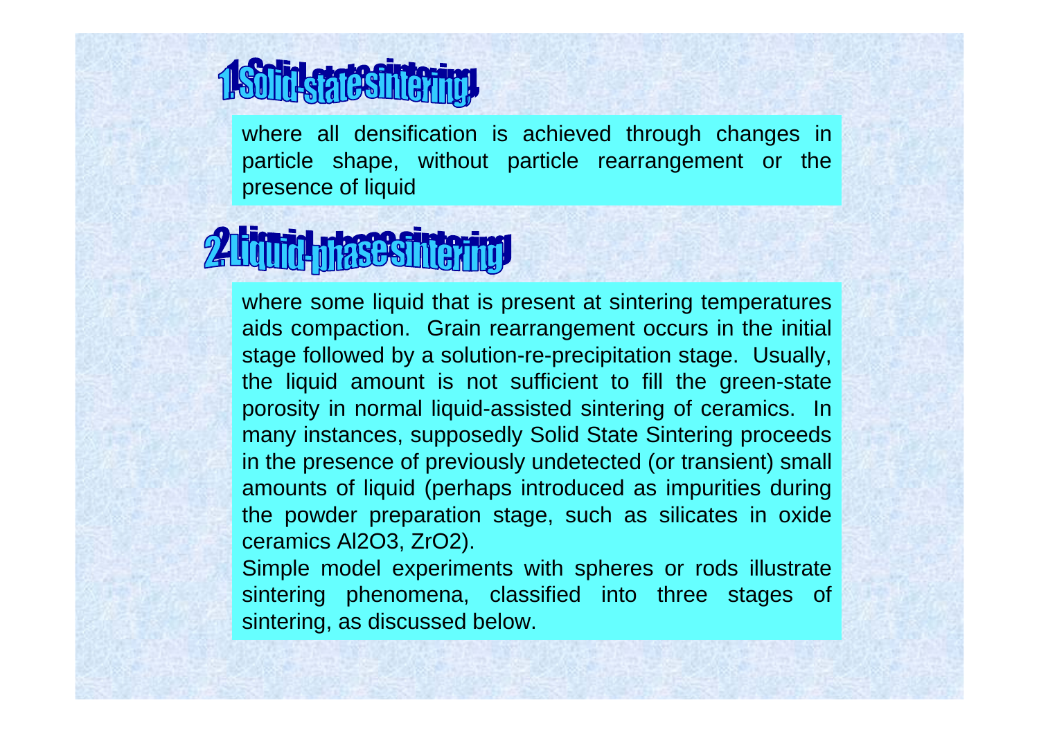## 1. Solid-state sintering

where all densification is achieved through changes in particle shape, without particle rearrangement or the presence of liquid

## 2. Liquid-phase sintering

where some liquid that is present at sintering temperatures aids compaction. Grain rearrangement occurs in the initial stage followed by a solution-re-precipitation stage. Usually, the liquid amount is not sufficient to fill the green-state porosity in normal liquid-assisted sintering of ceramics. In many instances, supposedly Solid State Sintering proceeds in the presence of previously undetected (or transient) small amounts of liquid (perhaps introduced as impurities during the powder preparation stage, such as silicates in oxide ceramics $Al_2O_3$, $ZrO_2$).

Simple model experiments with spheres or rods illustrate sintering phenomena, classified into three stages of sintering, as discussed below.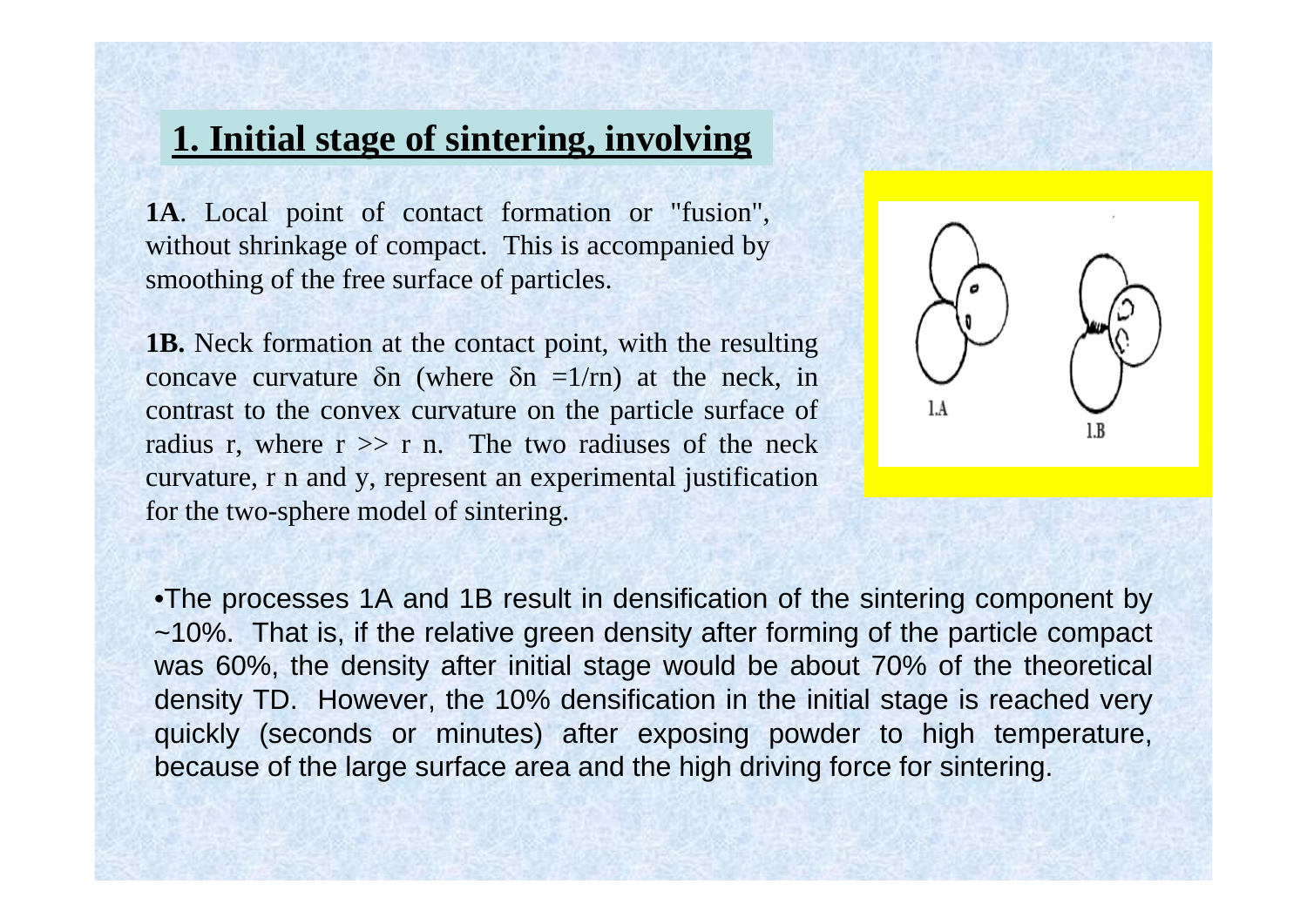## 1. Initial stage of sintering, involving

**1A**. Local point of contact formation or "fusion", without shrinkage of compact. This is accompanied by smoothing of the free surface of particles.

**1B.** Neck formation at the contact point, with the resulting concave curvature $\delta n$ (where $\delta n = 1/rn$) at the neck, in contrast to the convex curvature on the particle surface of radius r, where $r >> r\ n$. The two radiuses of the neck curvature, $r\ n$ and y, represent an experimental justification for the two-sphere model of sintering.

1.A

1.B

- The processes 1A and 1B result in densification of the sintering component by ~10%. That is, if the relative green density after forming of the particle compact was 60%, the density after initial stage would be about 70% of the theoretical density TD. However, the 10% densification in the initial stage is reached very quickly (seconds or minutes) after exposing powder to high temperature, because of the large surface area and the high driving force for sintering.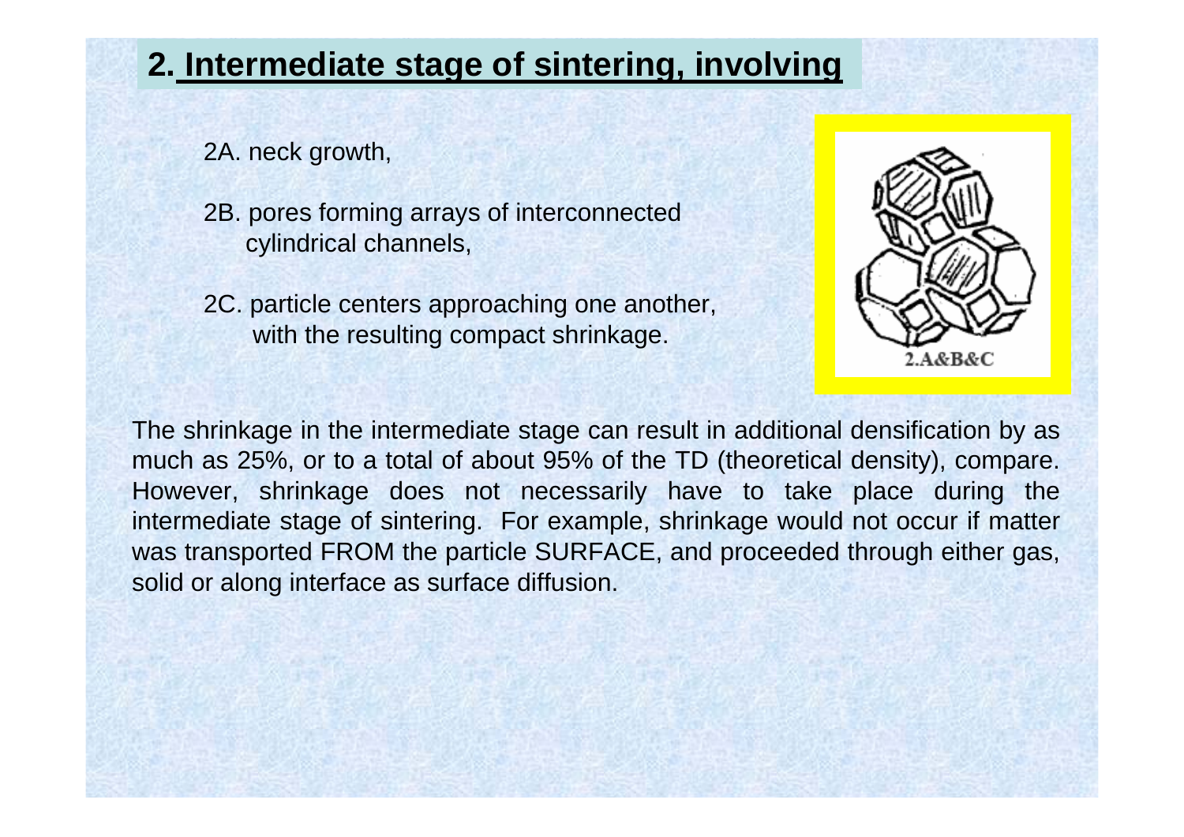## 2. Intermediate stage of sintering, involving

2A. neck growth,

2B. pores forming arrays of interconnected cylindrical channels,

2C. particle centers approaching one another, with the resulting compact shrinkage.

2.A&B&C

The shrinkage in the intermediate stage can result in additional densification by as much as 25%, or to a total of about 95% of the TD (theoretical density), compare. However, shrinkage does not necessarily have to take place during the intermediate stage of sintering. For example, shrinkage would not occur if matter was transported FROM the particle SURFACE, and proceeded through either gas, solid or along interface as surface diffusion.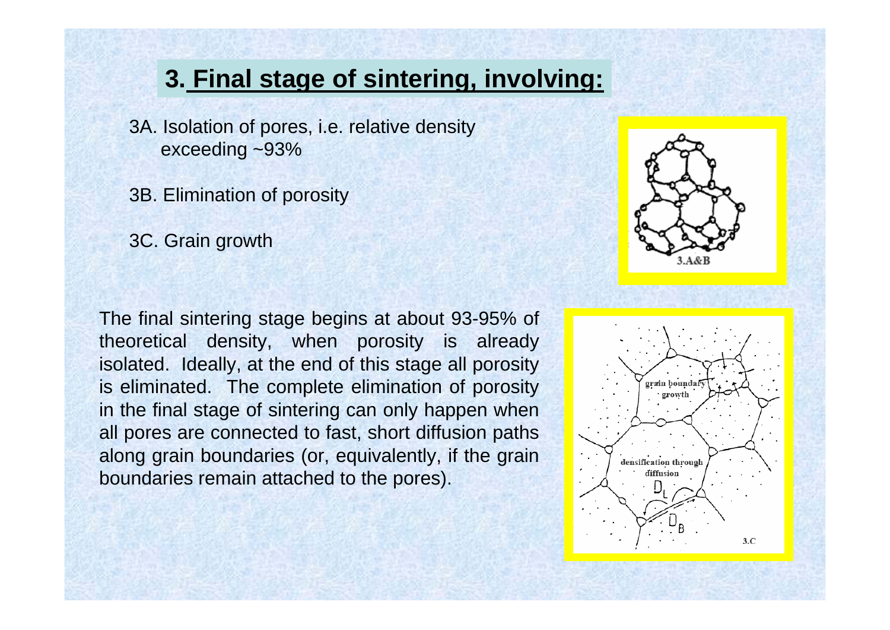## 3. Final stage of sintering, involving:

3A. Isolation of pores, i.e. relative density exceeding ~93%

3B. Elimination of porosity

3C. Grain growth

The final sintering stage begins at about 93-95% of theoretical density, when porosity is already isolated. Ideally, at the end of this stage all porosity is eliminated. The complete elimination of porosity in the final stage of sintering can only happen when all pores are connected to fast, short diffusion paths along grain boundaries (or, equivalently, if the grain boundaries remain attached to the pores).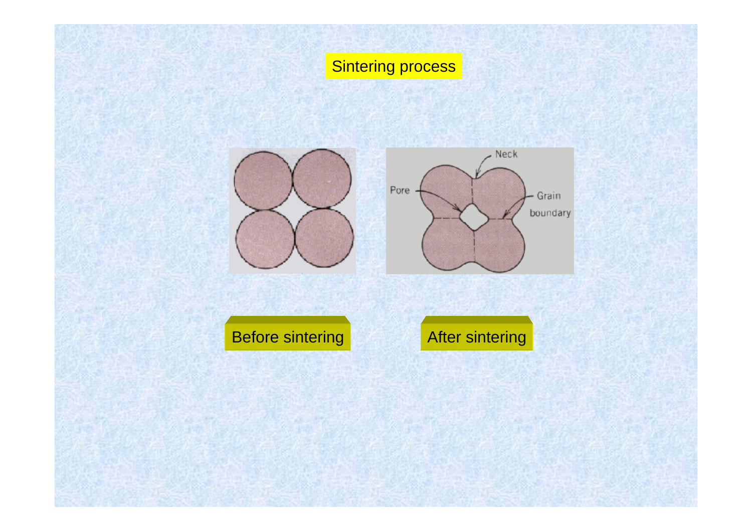# Sintering process

Before sintering

After sintering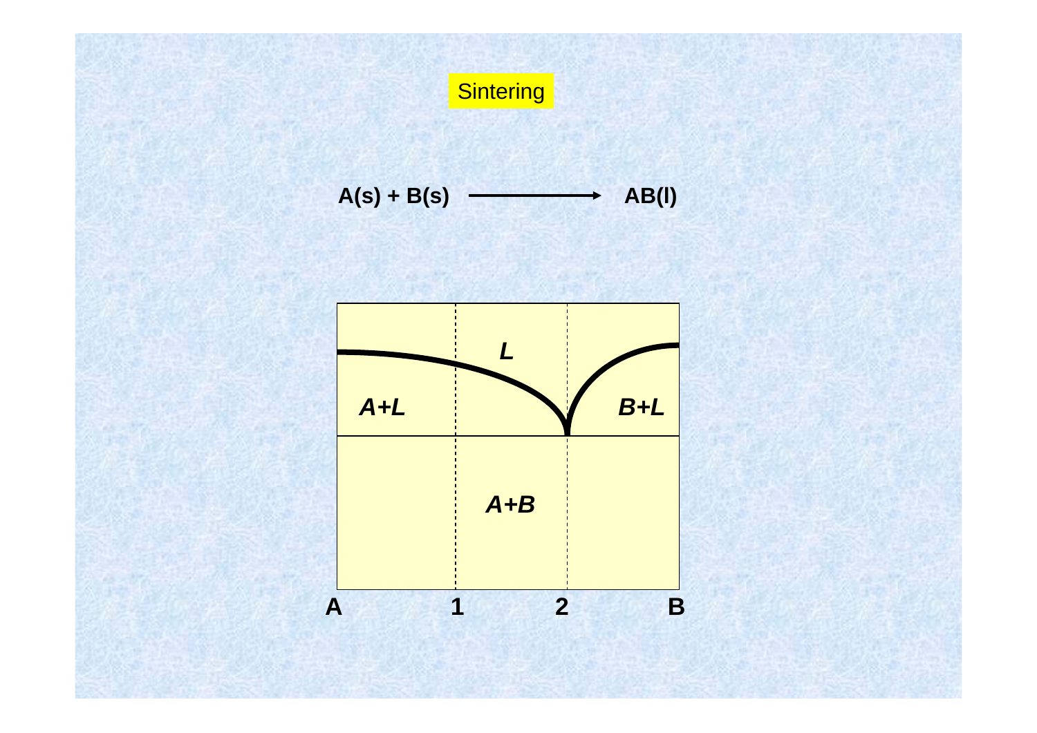# Sintering

$$A(s) + B(s) \longrightarrow AB(l)$$

L

A+L

B+L

A+B

A 1 2 B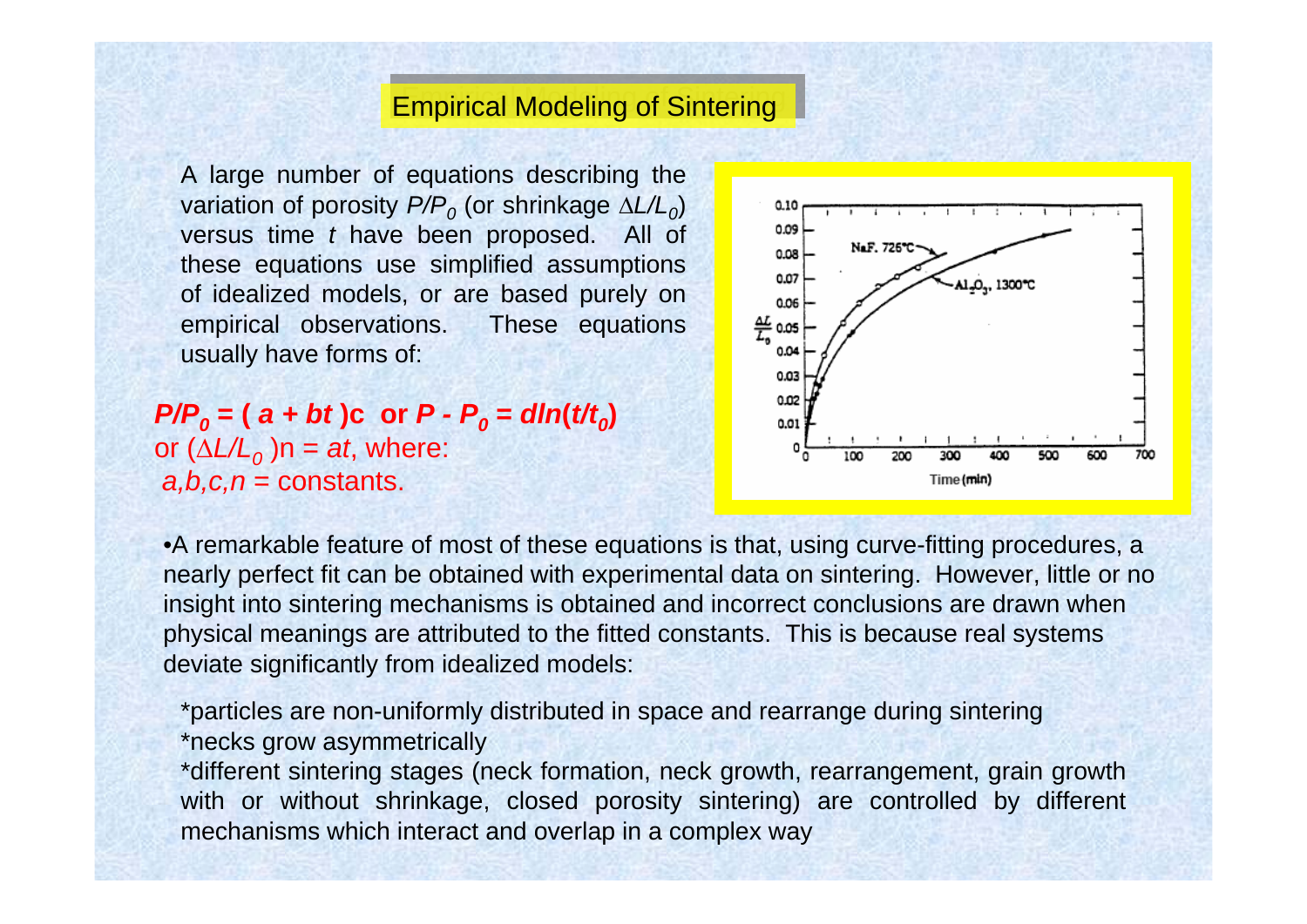# Empirical Modeling of Sintering

A large number of equations describing the variation of porosity $P/P_0$ (or shrinkage $\Delta L/L_0$) versus time $t$ have been proposed. All of these equations use simplified assumptions of idealized models, or are based purely on empirical observations. These equations usually have forms of:

$P/P_0 = (a + bt)c$ or $P - P_0 = d\ln(t/t_0)$
or $(\Delta L/L_0)n = at$, where:
$a,b,c,n$ = constants.

- A remarkable feature of most of these equations is that, using curve-fitting procedures, a nearly perfect fit can be obtained with experimental data on sintering. However, little or no insight into sintering mechanisms is obtained and incorrect conclusions are drawn when physical meanings are attributed to the fitted constants. This is because real systems deviate significantly from idealized models:

*particles are non-uniformly distributed in space and rearrange during sintering
*necks grow asymmetrically
*different sintering stages (neck formation, neck growth, rearrangement, grain growth with or without shrinkage, closed porosity sintering) are controlled by different mechanisms which interact and overlap in a complex way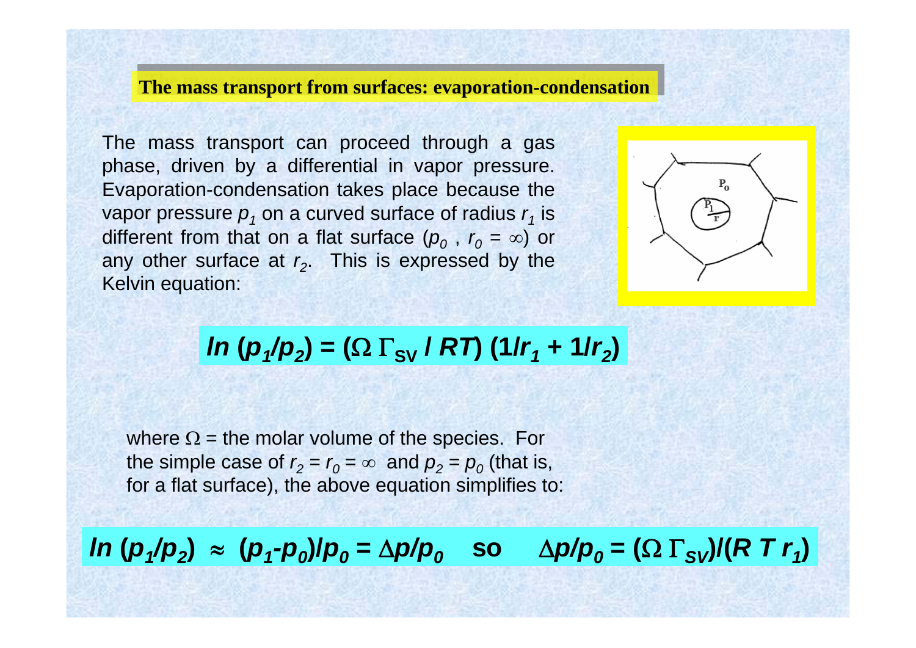## The mass transport from surfaces: evaporation-condensation

The mass transport can proceed through a gas phase, driven by a differential in vapor pressure. Evaporation-condensation takes place because the vapor pressure $p_1$ on a curved surface of radius $r_1$ is different from that on a flat surface ($p_0$ , $r_0 = \infty$) or any other surface at $r_2$. This is expressed by the Kelvin equation:

$$\ln (p_1/p_2) = (\Omega\, \Gamma_{SV} / RT)\, (1/r_1 + 1/r_2)$$

where $\Omega$ = the molar volume of the species. For the simple case of $r_2 = r_0 = \infty$ and $p_2 = p_0$ (that is, for a flat surface), the above equation simplifies to:

$$\ln (p_1/p_2) \approx (p_1 - p_0)/p_0 = \Delta p/p_0 \quad \text{so} \quad \Delta p/p_0 = (\Omega\, \Gamma_{SV})/(R\, T\, r_1)$$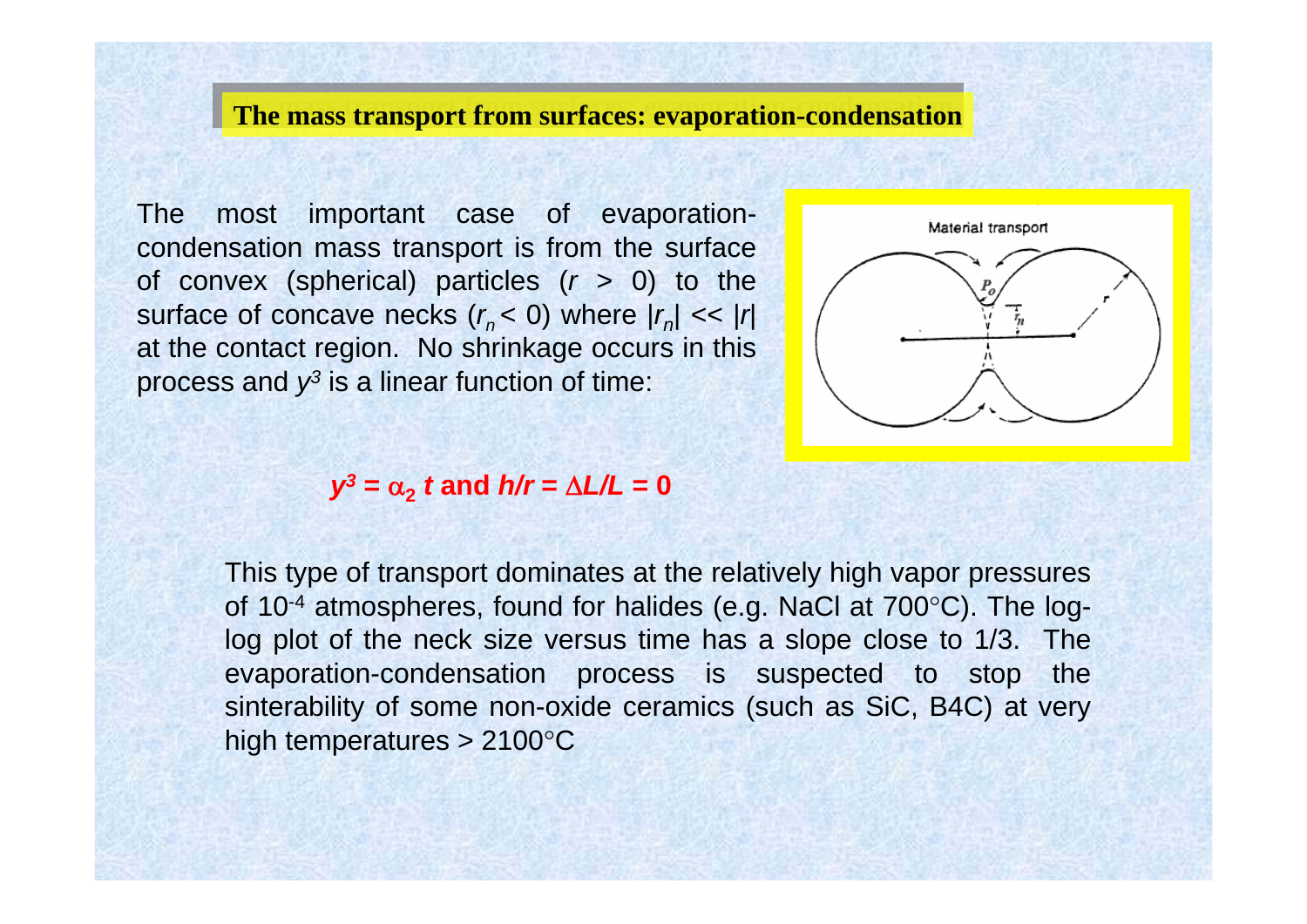## The mass transport from surfaces: evaporation-condensation

The most important case of evaporation-condensation mass transport is from the surface of convex (spherical) particles ($r > 0$) to the surface of concave necks ($r_n < 0$) where $|r_n| << |r|$ at the contact region. No shrinkage occurs in this process and $y^3$ is a linear function of time:

$$y^3 = \alpha_2 t \text{ and } h/r = \Delta L/L = 0$$

This type of transport dominates at the relatively high vapor pressures of $10^{-4}$ atmospheres, found for halides (e.g. NaCl at 700°C). The log-log plot of the neck size versus time has a slope close to 1/3. The evaporation-condensation process is suspected to stop the sinterability of some non-oxide ceramics (such as SiC, B4C) at very high temperatures > 2100°C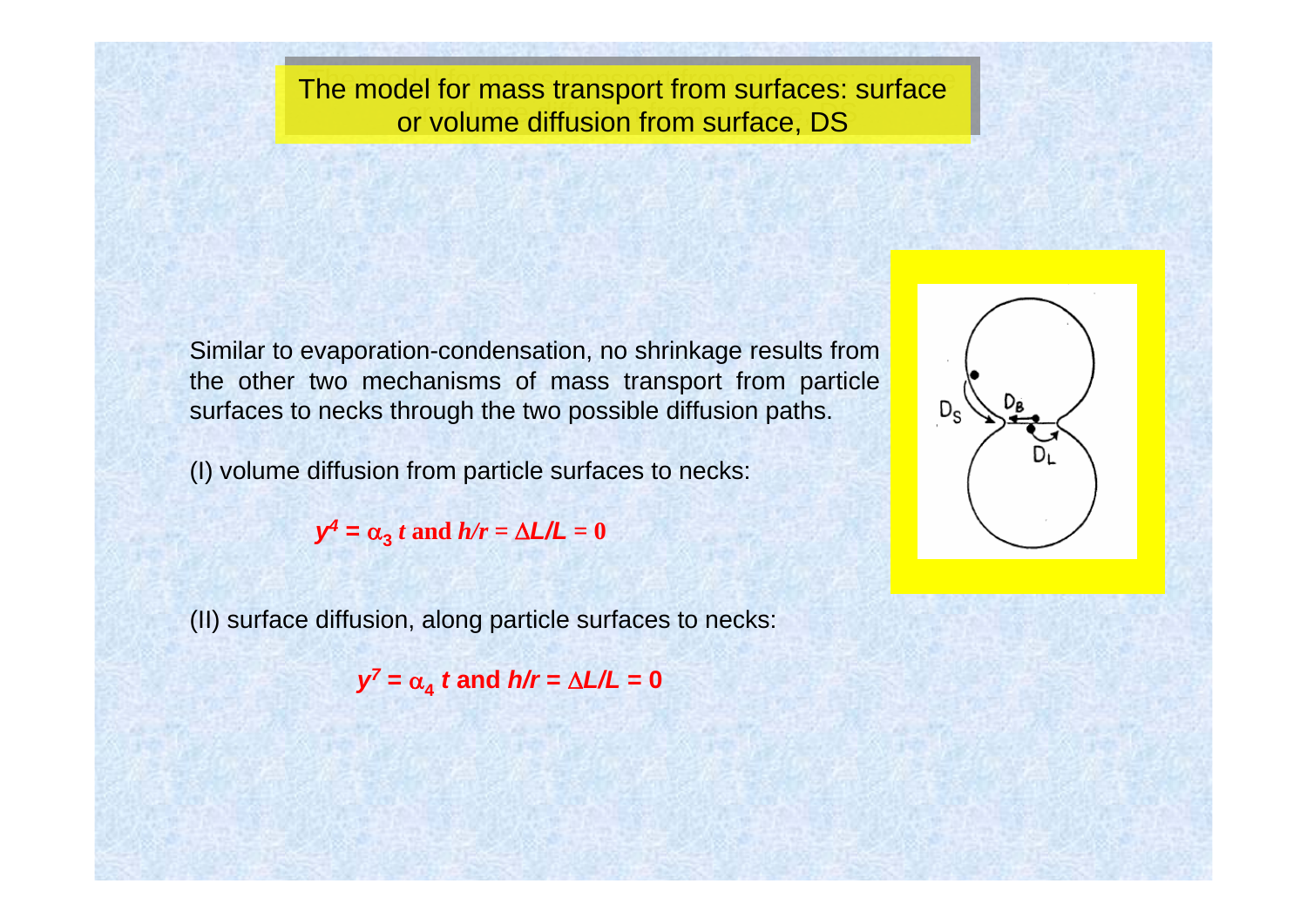# The model for mass transport from surfaces: surface or volume diffusion from surface, DS

Similar to evaporation-condensation, no shrinkage results from the other two mechanisms of mass transport from particle surfaces to necks through the two possible diffusion paths.

(I) volume diffusion from particle surfaces to necks:

$$y^4 = \alpha_3 t \text{ and } h/r = \Delta L/L = 0$$

(II) surface diffusion, along particle surfaces to necks:

$$y^7 = \alpha_4 t \text{ and } h/r = \Delta L/L = 0$$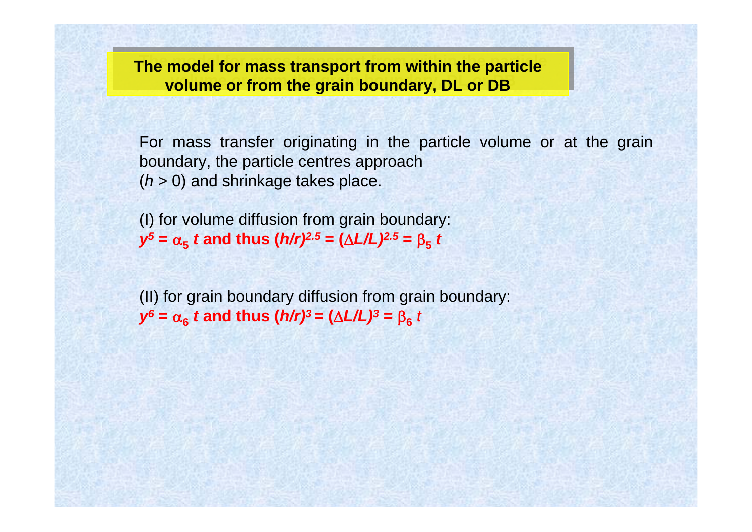## The model for mass transport from within the particle volume or from the grain boundary, DL or DB

For mass transfer originating in the particle volume or at the grain boundary, the particle centres approach ($h > 0$) and shrinkage takes place.

(I) for volume diffusion from grain boundary:

$y^5 = \alpha_5 t$ **and thus** $(h/r)^{2.5} = (\Delta L/L)^{2.5} = \beta_5 t$

(II) for grain boundary diffusion from grain boundary:

$y^6 = \alpha_6 t$ **and thus** $(h/r)^3 = (\Delta L/L)^3 = \beta_6 t$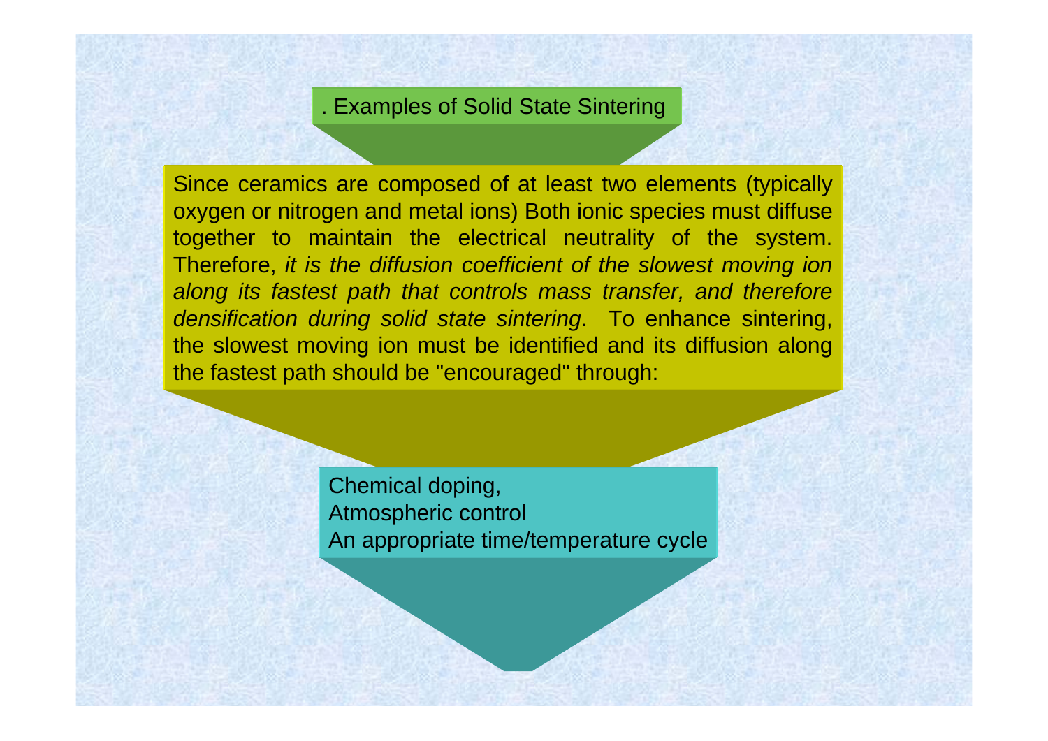## . Examples of Solid State Sintering

Since ceramics are composed of at least two elements (typically oxygen or nitrogen and metal ions) Both ionic species must diffuse together to maintain the electrical neutrality of the system. Therefore, *it is the diffusion coefficient of the slowest moving ion along its fastest path that controls mass transfer, and therefore densification during solid state sintering*. To enhance sintering, the slowest moving ion must be identified and its diffusion along the fastest path should be "encouraged" through:

- Chemical doping,
- Atmospheric control
- An appropriate time/temperature cycle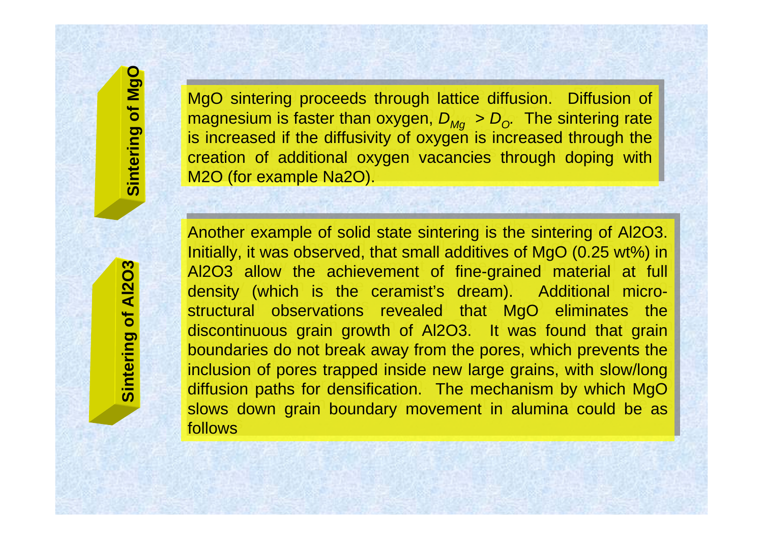## Sintering of MgO

MgO sintering proceeds through lattice diffusion. Diffusion of magnesium is faster than oxygen, $D_{Mg} > D_O$. The sintering rate is increased if the diffusivity of oxygen is increased through the creation of additional oxygen vacancies through doping with $M_2O$ (for example $Na_2O$).

## Sintering of $Al_2O_3$

Another example of solid state sintering is the sintering of $Al_2O_3$. Initially, it was observed, that small additives of MgO (0.25 wt%) in $Al_2O_3$ allow the achievement of fine-grained material at full density (which is the ceramist's dream). Additional micro-structural observations revealed that MgO eliminates the discontinuous grain growth of $Al_2O_3$. It was found that grain boundaries do not break away from the pores, which prevents the inclusion of pores trapped inside new large grains, with slow/long diffusion paths for densification. The mechanism by which MgO slows down grain boundary movement in alumina could be as follows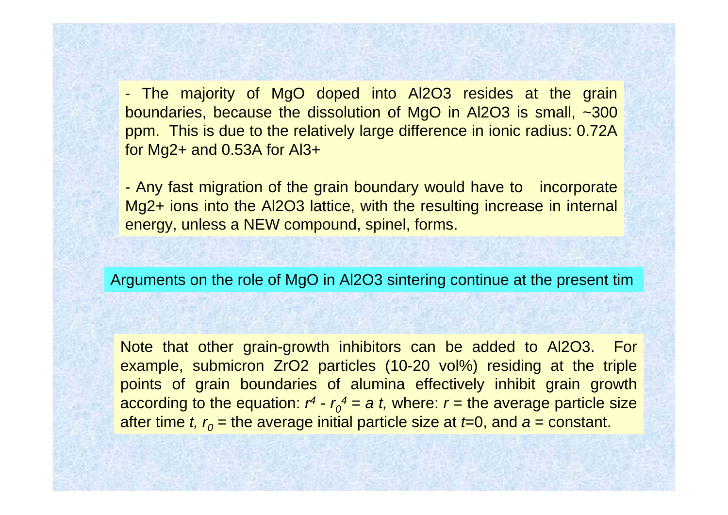- The majority of MgO doped into $Al_2O_3$ resides at the grain boundaries, because the dissolution of MgO in $Al_2O_3$ is small, ~300 ppm. This is due to the relatively large difference in ionic radius: 0.72A for $Mg^{2+}$ and 0.53A for $Al^{3+}$

- Any fast migration of the grain boundary would have to incorporate $Mg^{2+}$ ions into the $Al_2O_3$ lattice, with the resulting increase in internal energy, unless a NEW compound, spinel, forms.

Arguments on the role of MgO in $Al_2O_3$ sintering continue at the present tim

Note that other grain-growth inhibitors can be added to $Al_2O_3$. For example, submicron $ZrO_2$ particles (10-20 vol%) residing at the triple points of grain boundaries of alumina effectively inhibit grain growth according to the equation: $r^4 - r_0^4 = a\,t$, where: $r$ = the average particle size after time $t$, $r_0$ = the average initial particle size at $t$=0, and $a$ = constant.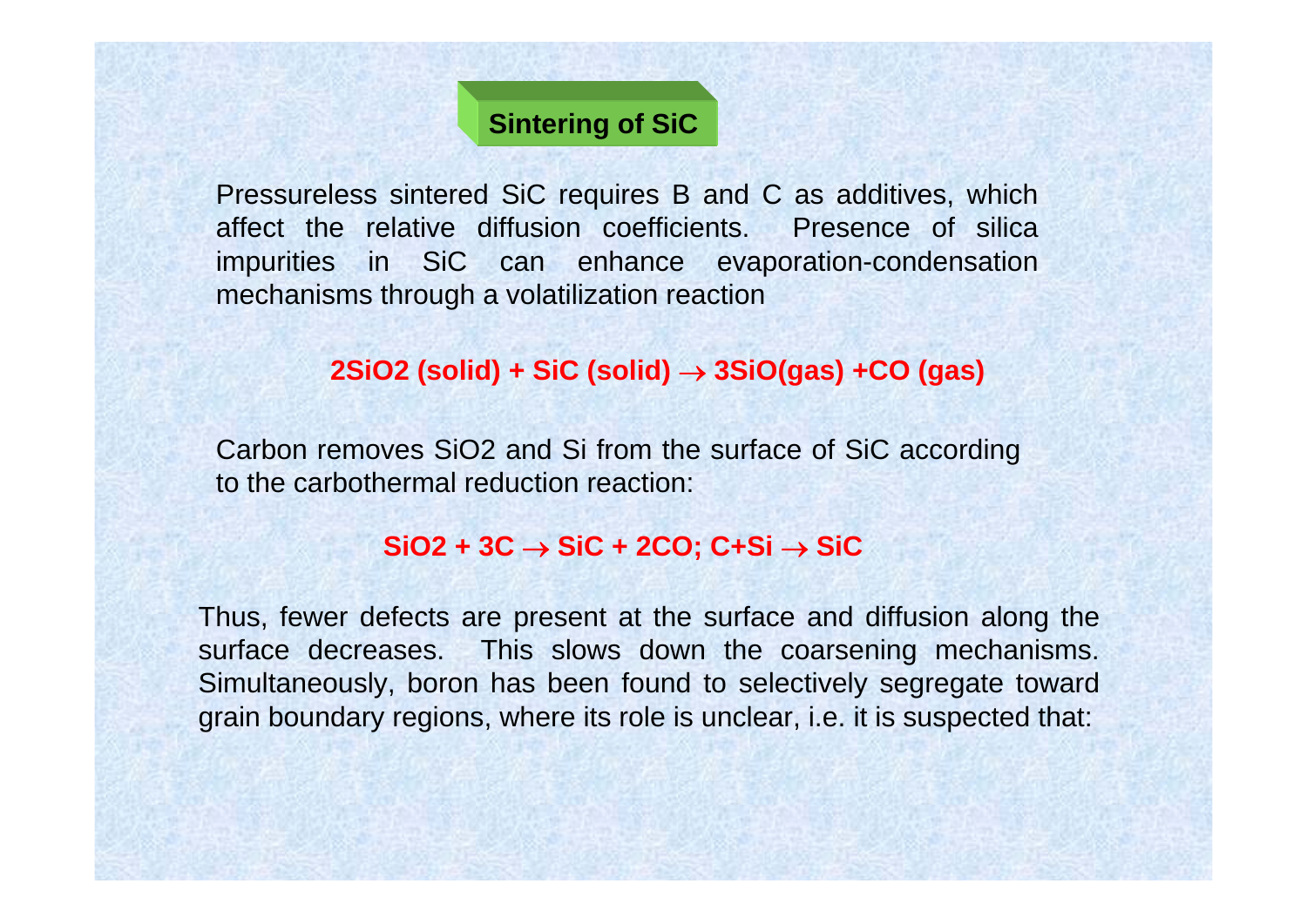## Sintering of SiC

Pressureless sintered SiC requires B and C as additives, which affect the relative diffusion coefficients. Presence of silica impurities in SiC can enhance evaporation-condensation mechanisms through a volatilization reaction

$$2SiO_2\ (solid) + SiC\ (solid) \rightarrow 3SiO(gas) + CO\ (gas)$$

Carbon removes $SiO_2$ and Si from the surface of SiC according to the carbothermal reduction reaction:

$$SiO_2 + 3C \rightarrow SiC + 2CO;\ C + Si \rightarrow SiC$$

Thus, fewer defects are present at the surface and diffusion along the surface decreases. This slows down the coarsening mechanisms. Simultaneously, boron has been found to selectively segregate toward grain boundary regions, where its role is unclear, i.e. it is suspected that: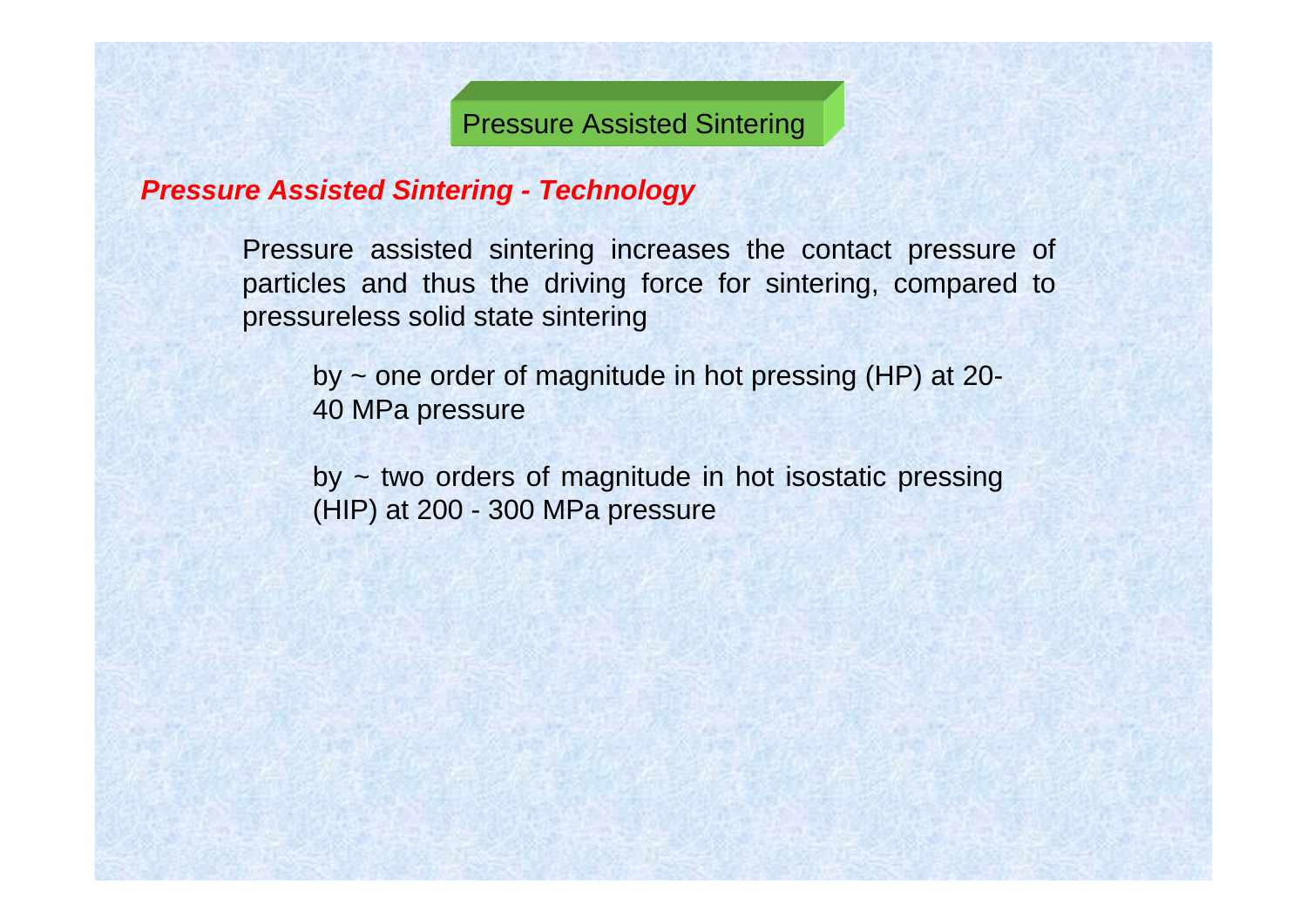# Pressure Assisted Sintering

## *Pressure Assisted Sintering - Technology*

Pressure assisted sintering increases the contact pressure of particles and thus the driving force for sintering, compared to pressureless solid state sintering

by ~ one order of magnitude in hot pressing (HP) at 20-40 MPa pressure

by ~ two orders of magnitude in hot isostatic pressing (HIP) at 200 - 300 MPa pressure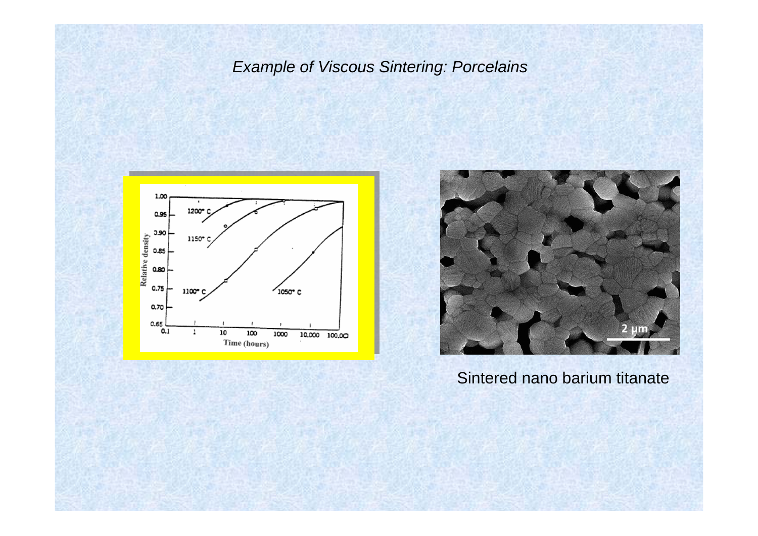*Example of Viscous Sintering: Porcelains*

Sintered nano barium titanate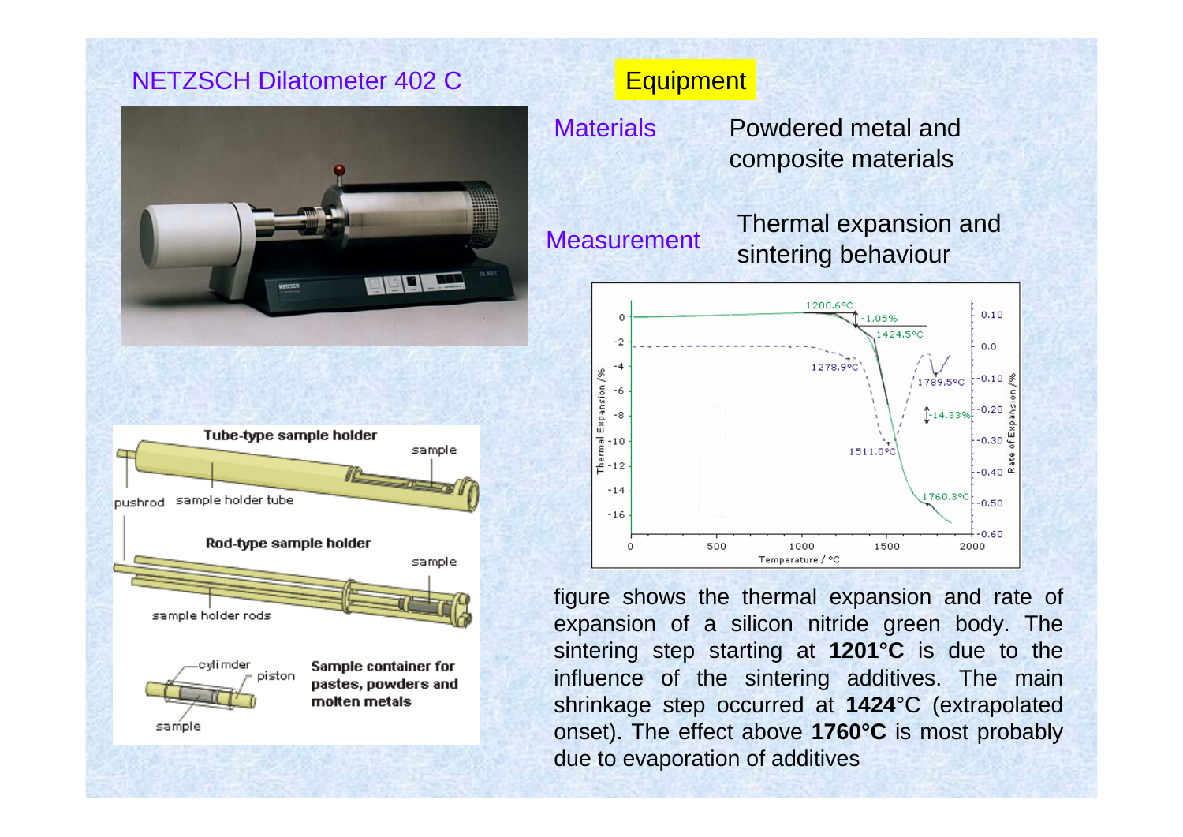NETZSCH Dilatometer 402 C

Equipment

Materials — Powdered metal and composite materials

Measurement — Thermal expansion and sintering behaviour

figure shows the thermal expansion and rate of expansion of a silicon nitride green body. The sintering step starting at **1201°C** is due to the influence of the sintering additives. The main shrinkage step occurred at **1424**°C (extrapolated onset). The effect above **1760°C** is most probably due to evaporation of additives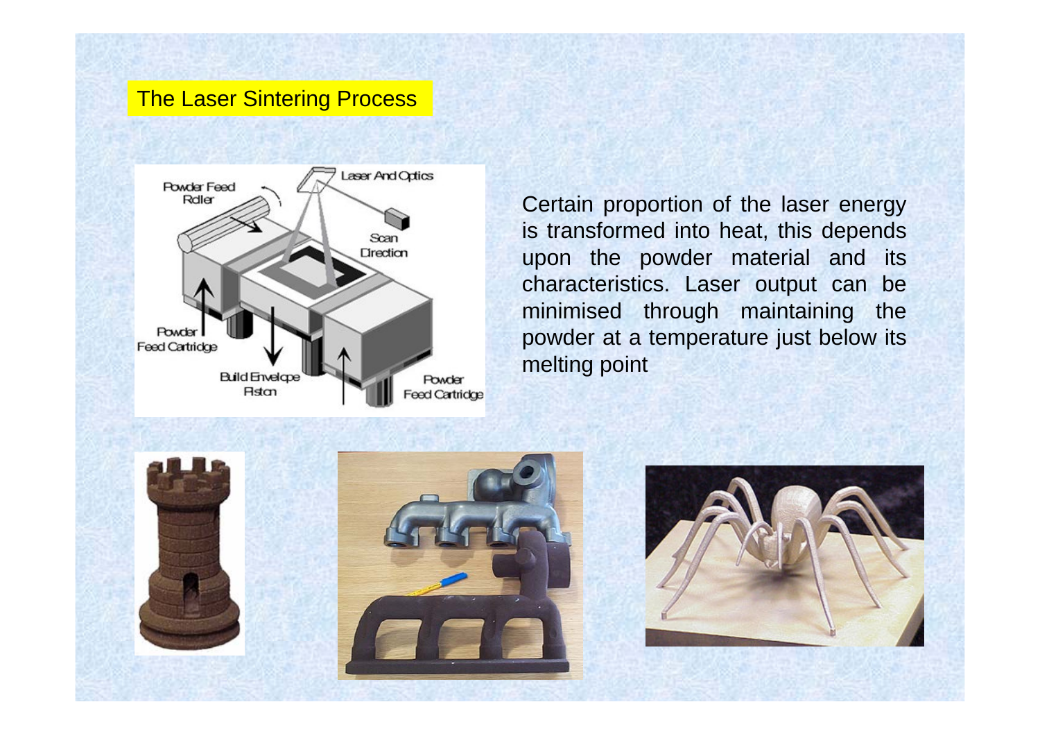# The Laser Sintering Process

Certain proportion of the laser energy is transformed into heat, this depends upon the powder material and its characteristics. Laser output can be minimised through maintaining the powder at a temperature just below its melting point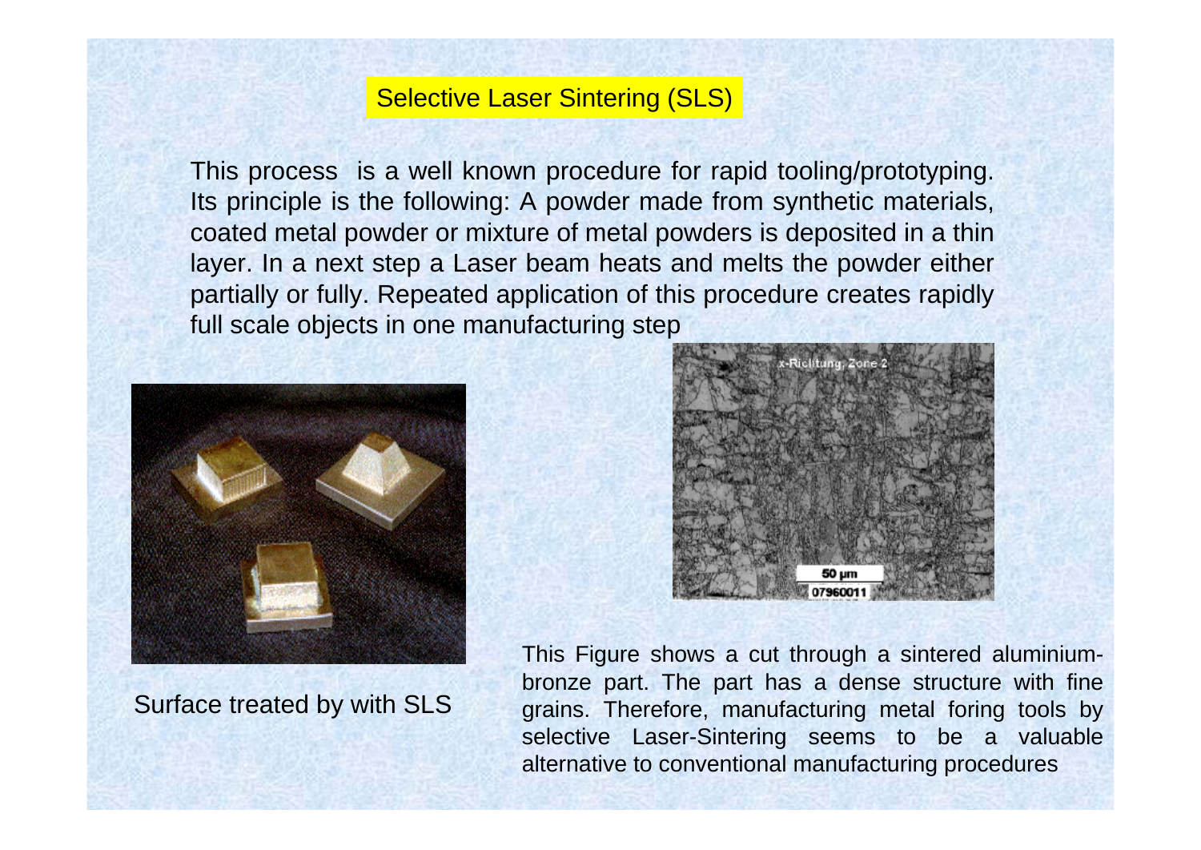## Selective Laser Sintering (SLS)

This process  is a well known procedure for rapid tooling/prototyping. Its principle is the following: A powder made from synthetic materials, coated metal powder or mixture of metal powders is deposited in a thin layer. In a next step a Laser beam heats and melts the powder either partially or fully. Repeated application of this procedure creates rapidly full scale objects in one manufacturing step

Surface treated by with SLS

This Figure shows a cut through a sintered aluminium-bronze part. The part has a dense structure with fine grains. Therefore, manufacturing metal foring tools by selective Laser-Sintering seems to be a valuable alternative to conventional manufacturing procedures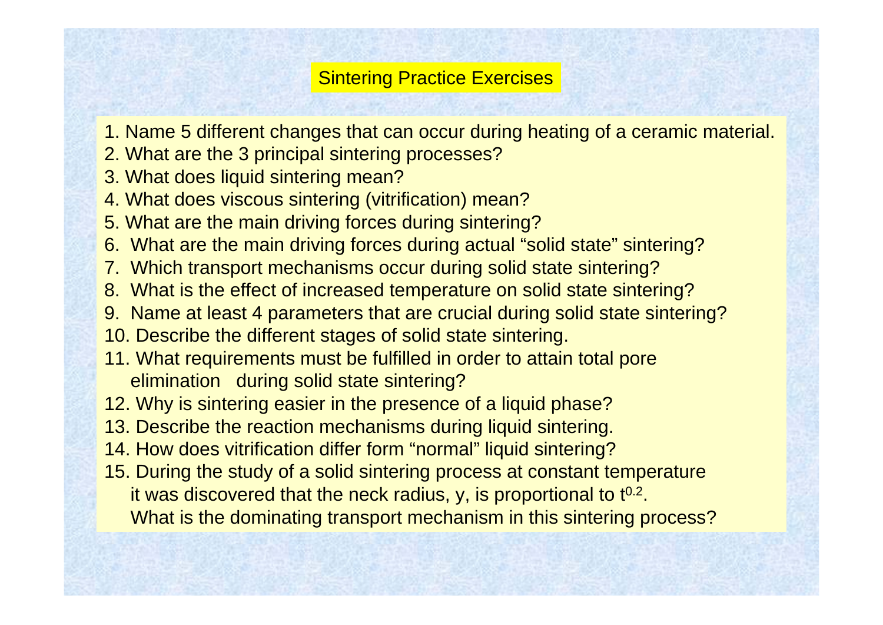# Sintering Practice Exercises

1. Name 5 different changes that can occur during heating of a ceramic material.
2. What are the 3 principal sintering processes?
3. What does liquid sintering mean?
4. What does viscous sintering (vitrification) mean?
5. What are the main driving forces during sintering?
6. What are the main driving forces during actual “solid state” sintering?
7. Which transport mechanisms occur during solid state sintering?
8. What is the effect of increased temperature on solid state sintering?
9. Name at least 4 parameters that are crucial during solid state sintering?
10. Describe the different stages of solid state sintering.
11. What requirements must be fulfilled in order to attain total pore elimination during solid state sintering?
12. Why is sintering easier in the presence of a liquid phase?
13. Describe the reaction mechanisms during liquid sintering.
14. How does vitrification differ form “normal” liquid sintering?
15. During the study of a solid sintering process at constant temperature it was discovered that the neck radius, y, is proportional to $t^{0.2}$. What is the dominating transport mechanism in this sintering process?